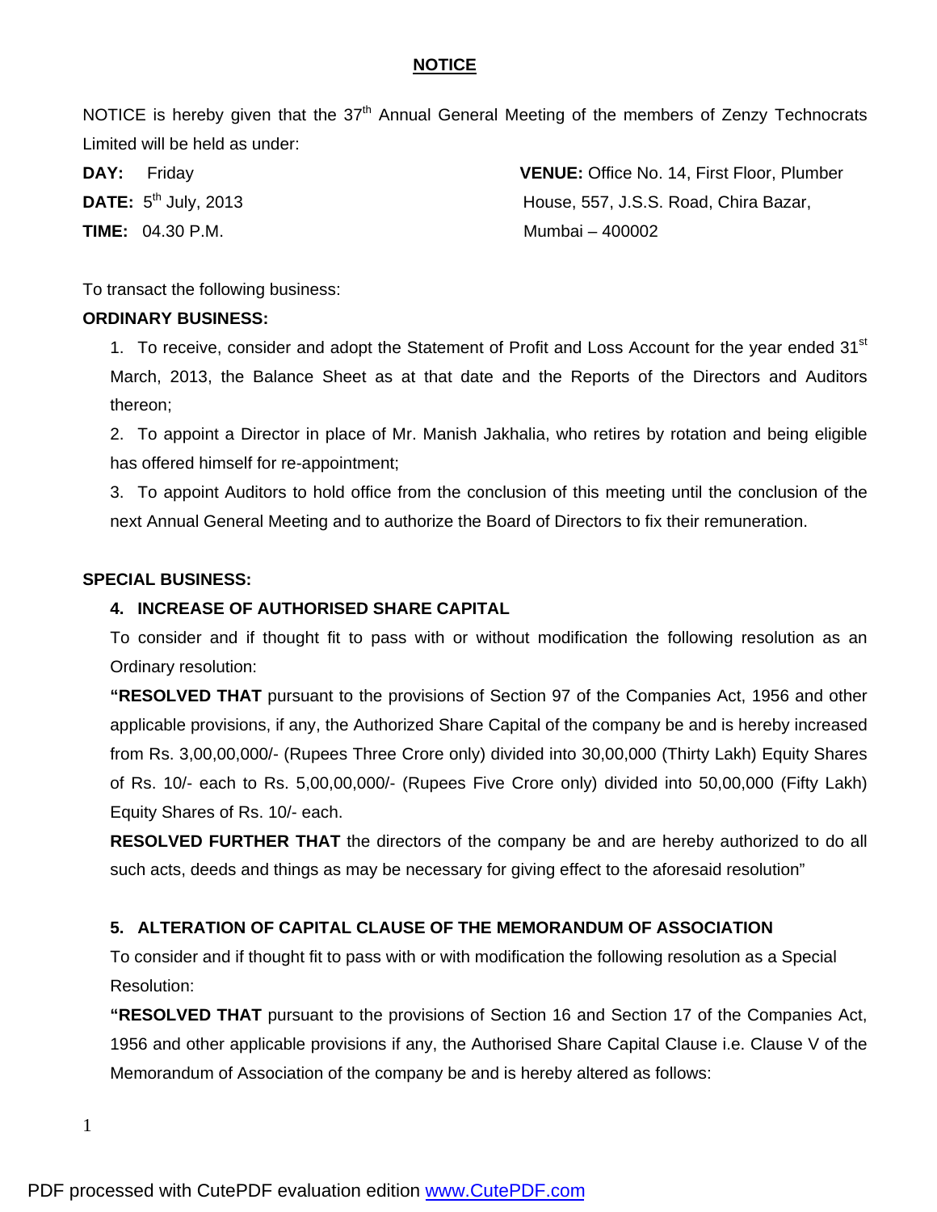# NOTICE

NOTICE is hereby given that the 37th Annual General Meeting of the members of Zenzy Technocrats Limited will be held as under:

**DAY:** Friday
**DATE:** 5th July, 2013
**TIME:** 04.30 P.M.

**VENUE:** Office No. 14, First Floor, Plumber House, 557, J.S.S. Road, Chira Bazar, Mumbai – 400002

To transact the following business:

**ORDINARY BUSINESS:**

1. To receive, consider and adopt the Statement of Profit and Loss Account for the year ended 31st March, 2013, the Balance Sheet as at that date and the Reports of the Directors and Auditors thereon;
2. To appoint a Director in place of Mr. Manish Jakhalia, who retires by rotation and being eligible has offered himself for re-appointment;
3. To appoint Auditors to hold office from the conclusion of this meeting until the conclusion of the next Annual General Meeting and to authorize the Board of Directors to fix their remuneration.

**SPECIAL BUSINESS:**

4. **INCREASE OF AUTHORISED SHARE CAPITAL**

   To consider and if thought fit to pass with or without modification the following resolution as an Ordinary resolution:

   **"RESOLVED THAT** pursuant to the provisions of Section 97 of the Companies Act, 1956 and other applicable provisions, if any, the Authorized Share Capital of the company be and is hereby increased from Rs. 3,00,00,000/- (Rupees Three Crore only) divided into 30,00,000 (Thirty Lakh) Equity Shares of Rs. 10/- each to Rs. 5,00,00,000/- (Rupees Five Crore only) divided into 50,00,000 (Fifty Lakh) Equity Shares of Rs. 10/- each.

   **RESOLVED FURTHER THAT** the directors of the company be and are hereby authorized to do all such acts, deeds and things as may be necessary for giving effect to the aforesaid resolution"

5. **ALTERATION OF CAPITAL CLAUSE OF THE MEMORANDUM OF ASSOCIATION**

   To consider and if thought fit to pass with or with modification the following resolution as a Special Resolution:

   **"RESOLVED THAT** pursuant to the provisions of Section 16 and Section 17 of the Companies Act, 1956 and other applicable provisions if any, the Authorised Share Capital Clause i.e. Clause V of the Memorandum of Association of the company be and is hereby altered as follows: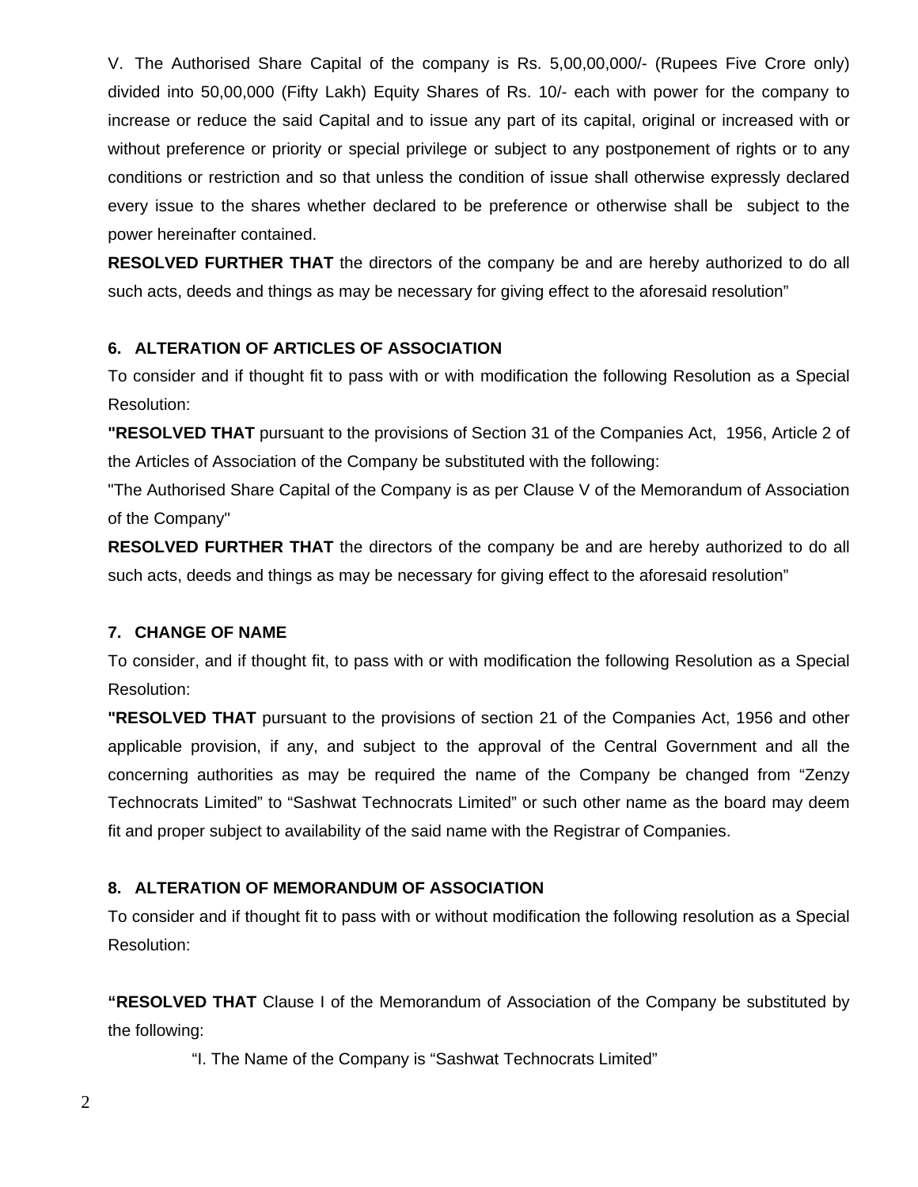V. The Authorised Share Capital of the company is Rs. 5,00,00,000/- (Rupees Five Crore only) divided into 50,00,000 (Fifty Lakh) Equity Shares of Rs. 10/- each with power for the company to increase or reduce the said Capital and to issue any part of its capital, original or increased with or without preference or priority or special privilege or subject to any postponement of rights or to any conditions or restriction and so that unless the condition of issue shall otherwise expressly declared every issue to the shares whether declared to be preference or otherwise shall be subject to the power hereinafter contained.

**RESOLVED FURTHER THAT** the directors of the company be and are hereby authorized to do all such acts, deeds and things as may be necessary for giving effect to the aforesaid resolution"

**6. ALTERATION OF ARTICLES OF ASSOCIATION**

To consider and if thought fit to pass with or with modification the following Resolution as a Special Resolution:

**"RESOLVED THAT** pursuant to the provisions of Section 31 of the Companies Act, 1956, Article 2 of the Articles of Association of the Company be substituted with the following:

"The Authorised Share Capital of the Company is as per Clause V of the Memorandum of Association of the Company"

**RESOLVED FURTHER THAT** the directors of the company be and are hereby authorized to do all such acts, deeds and things as may be necessary for giving effect to the aforesaid resolution"

**7. CHANGE OF NAME**

To consider, and if thought fit, to pass with or with modification the following Resolution as a Special Resolution:

**"RESOLVED THAT** pursuant to the provisions of section 21 of the Companies Act, 1956 and other applicable provision, if any, and subject to the approval of the Central Government and all the concerning authorities as may be required the name of the Company be changed from "Zenzy Technocrats Limited" to "Sashwat Technocrats Limited" or such other name as the board may deem fit and proper subject to availability of the said name with the Registrar of Companies.

**8. ALTERATION OF MEMORANDUM OF ASSOCIATION**

To consider and if thought fit to pass with or without modification the following resolution as a Special Resolution:

**"RESOLVED THAT** Clause I of the Memorandum of Association of the Company be substituted by the following:

"I. The Name of the Company is "Sashwat Technocrats Limited"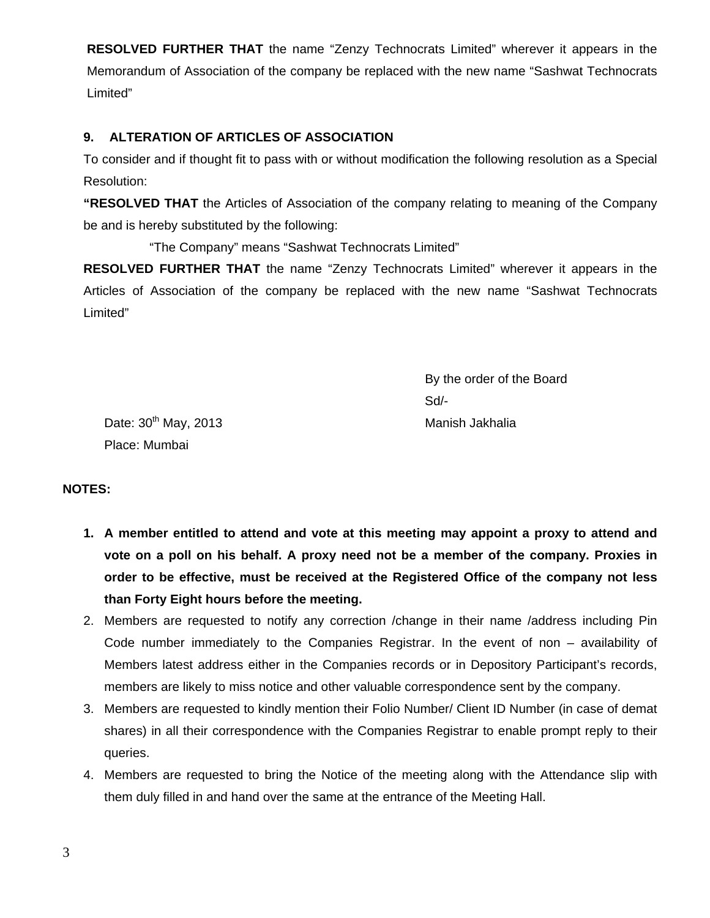**RESOLVED FURTHER THAT** the name “Zenzy Technocrats Limited” wherever it appears in the Memorandum of Association of the company be replaced with the new name “Sashwat Technocrats Limited”

**9. ALTERATION OF ARTICLES OF ASSOCIATION**

To consider and if thought fit to pass with or without modification the following resolution as a Special Resolution:

**“RESOLVED THAT** the Articles of Association of the company relating to meaning of the Company be and is hereby substituted by the following:

“The Company” means “Sashwat Technocrats Limited”

**RESOLVED FURTHER THAT** the name “Zenzy Technocrats Limited” wherever it appears in the Articles of Association of the company be replaced with the new name “Sashwat Technocrats Limited”

By the order of the Board

Sd/-

Manish Jakhalia

Date: 30th May, 2013

Place: Mumbai

**NOTES:**

1. **A member entitled to attend and vote at this meeting may appoint a proxy to attend and vote on a poll on his behalf. A proxy need not be a member of the company. Proxies in order to be effective, must be received at the Registered Office of the company not less than Forty Eight hours before the meeting.**
2. Members are requested to notify any correction /change in their name /address including Pin Code number immediately to the Companies Registrar. In the event of non – availability of Members latest address either in the Companies records or in Depository Participant’s records, members are likely to miss notice and other valuable correspondence sent by the company.
3. Members are requested to kindly mention their Folio Number/ Client ID Number (in case of demat shares) in all their correspondence with the Companies Registrar to enable prompt reply to their queries.
4. Members are requested to bring the Notice of the meeting along with the Attendance slip with them duly filled in and hand over the same at the entrance of the Meeting Hall.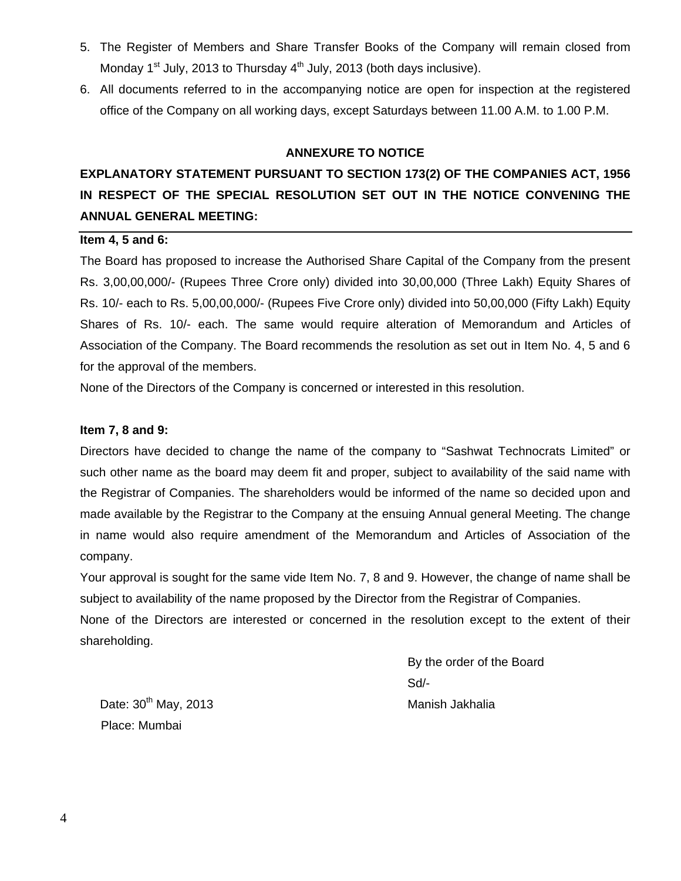5. The Register of Members and Share Transfer Books of the Company will remain closed from Monday 1st July, 2013 to Thursday 4th July, 2013 (both days inclusive).
6. All documents referred to in the accompanying notice are open for inspection at the registered office of the Company on all working days, except Saturdays between 11.00 A.M. to 1.00 P.M.

## ANNEXURE TO NOTICE

## EXPLANATORY STATEMENT PURSUANT TO SECTION 173(2) OF THE COMPANIES ACT, 1956 IN RESPECT OF THE SPECIAL RESOLUTION SET OUT IN THE NOTICE CONVENING THE ANNUAL GENERAL MEETING:

**Item 4, 5 and 6:**

The Board has proposed to increase the Authorised Share Capital of the Company from the present Rs. 3,00,00,000/- (Rupees Three Crore only) divided into 30,00,000 (Three Lakh) Equity Shares of Rs. 10/- each to Rs. 5,00,00,000/- (Rupees Five Crore only) divided into 50,00,000 (Fifty Lakh) Equity Shares of Rs. 10/- each. The same would require alteration of Memorandum and Articles of Association of the Company. The Board recommends the resolution as set out in Item No. 4, 5 and 6 for the approval of the members.

None of the Directors of the Company is concerned or interested in this resolution.

**Item 7, 8 and 9:**

Directors have decided to change the name of the company to "Sashwat Technocrats Limited" or such other name as the board may deem fit and proper, subject to availability of the said name with the Registrar of Companies. The shareholders would be informed of the name so decided upon and made available by the Registrar to the Company at the ensuing Annual general Meeting. The change in name would also require amendment of the Memorandum and Articles of Association of the company.

Your approval is sought for the same vide Item No. 7, 8 and 9. However, the change of name shall be subject to availability of the name proposed by the Director from the Registrar of Companies.

None of the Directors are interested or concerned in the resolution except to the extent of their shareholding.

By the order of the Board

Sd/-

Manish Jakhalia

Date: 30th May, 2013

Place: Mumbai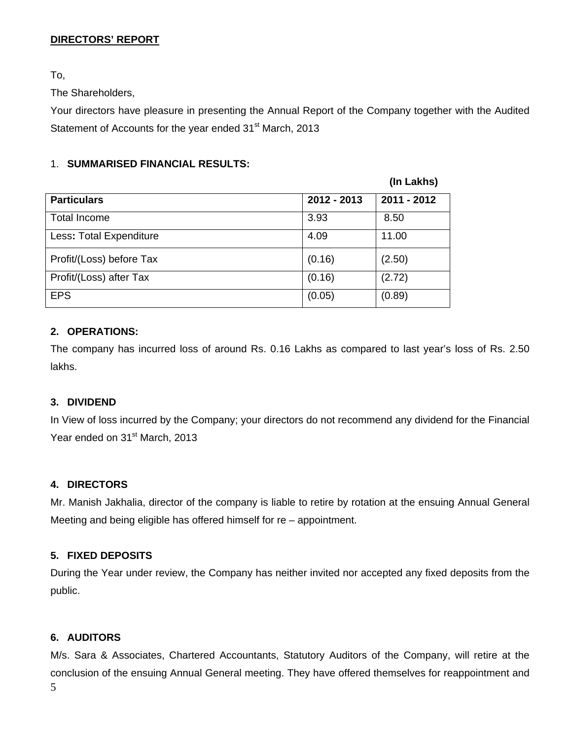## DIRECTORS' REPORT

To,

The Shareholders,

Your directors have pleasure in presenting the Annual Report of the Company together with the Audited Statement of Accounts for the year ended 31st March, 2013

1. **SUMMARISED FINANCIAL RESULTS:**

**(In Lakhs)**

| Particulars | 2012 - 2013 | 2011 - 2012 |
|---|---|---|
| Total Income | 3.93 | 8.50 |
| Less: Total Expenditure | 4.09 | 11.00 |
| Profit/(Loss) before Tax | (0.16) | (2.50) |
| Profit/(Loss) after Tax | (0.16) | (2.72) |
| EPS | (0.05) | (0.89) |

**2. OPERATIONS:**

The company has incurred loss of around Rs. 0.16 Lakhs as compared to last year's loss of Rs. 2.50 lakhs.

**3. DIVIDEND**

In View of loss incurred by the Company; your directors do not recommend any dividend for the Financial Year ended on 31st March, 2013

**4. DIRECTORS**

Mr. Manish Jakhalia, director of the company is liable to retire by rotation at the ensuing Annual General Meeting and being eligible has offered himself for re – appointment.

**5. FIXED DEPOSITS**

During the Year under review, the Company has neither invited nor accepted any fixed deposits from the public.

**6. AUDITORS**

M/s. Sara & Associates, Chartered Accountants, Statutory Auditors of the Company, will retire at the conclusion of the ensuing Annual General meeting. They have offered themselves for reappointment and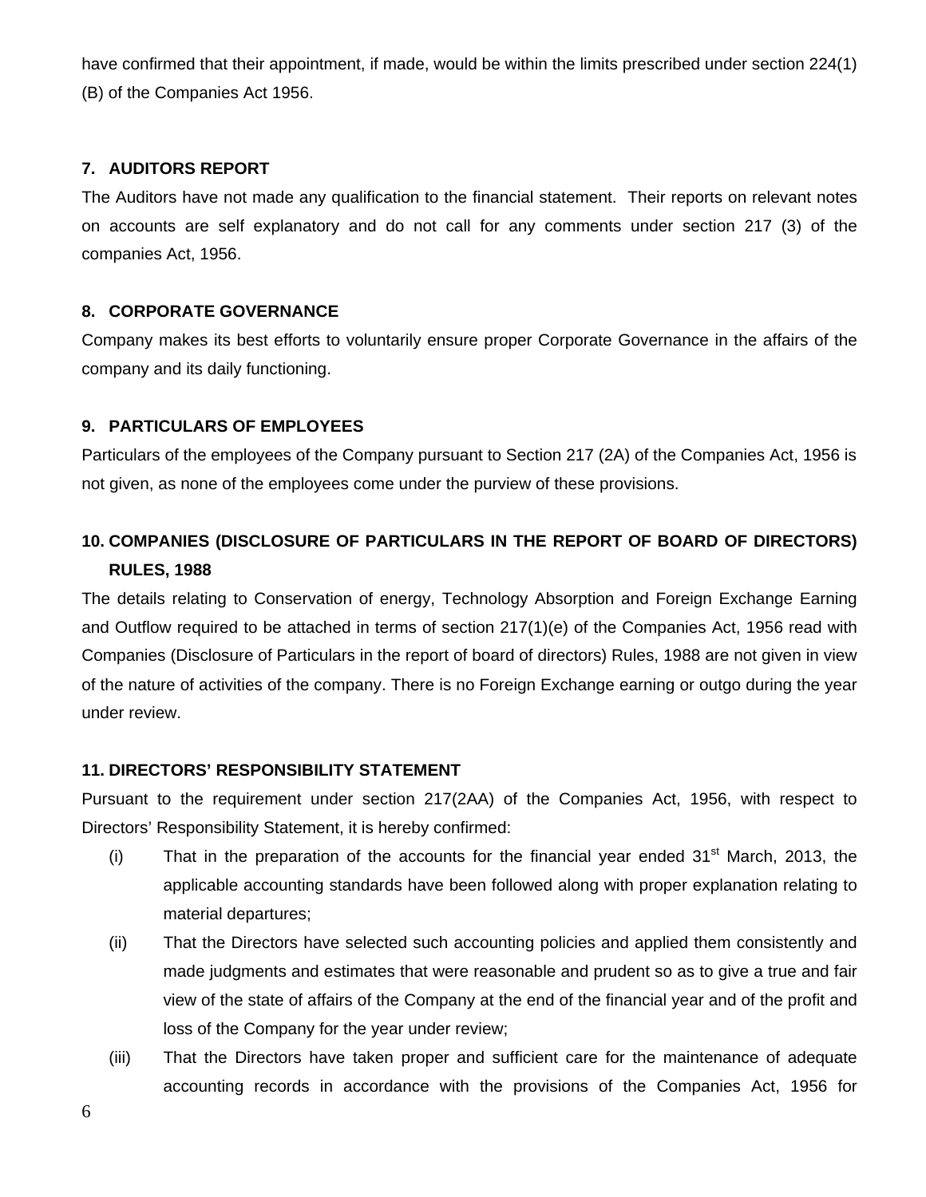have confirmed that their appointment, if made, would be within the limits prescribed under section 224(1)(B) of the Companies Act 1956.

## 7. AUDITORS REPORT

The Auditors have not made any qualification to the financial statement. Their reports on relevant notes on accounts are self explanatory and do not call for any comments under section 217 (3) of the companies Act, 1956.

## 8. CORPORATE GOVERNANCE

Company makes its best efforts to voluntarily ensure proper Corporate Governance in the affairs of the company and its daily functioning.

## 9. PARTICULARS OF EMPLOYEES

Particulars of the employees of the Company pursuant to Section 217 (2A) of the Companies Act, 1956 is not given, as none of the employees come under the purview of these provisions.

## 10. COMPANIES (DISCLOSURE OF PARTICULARS IN THE REPORT OF BOARD OF DIRECTORS) RULES, 1988

The details relating to Conservation of energy, Technology Absorption and Foreign Exchange Earning and Outflow required to be attached in terms of section 217(1)(e) of the Companies Act, 1956 read with Companies (Disclosure of Particulars in the report of board of directors) Rules, 1988 are not given in view of the nature of activities of the company. There is no Foreign Exchange earning or outgo during the year under review.

## 11. DIRECTORS' RESPONSIBILITY STATEMENT

Pursuant to the requirement under section 217(2AA) of the Companies Act, 1956, with respect to Directors' Responsibility Statement, it is hereby confirmed:

(i) That in the preparation of the accounts for the financial year ended 31st March, 2013, the applicable accounting standards have been followed along with proper explanation relating to material departures;

(ii) That the Directors have selected such accounting policies and applied them consistently and made judgments and estimates that were reasonable and prudent so as to give a true and fair view of the state of affairs of the Company at the end of the financial year and of the profit and loss of the Company for the year under review;

(iii) That the Directors have taken proper and sufficient care for the maintenance of adequate accounting records in accordance with the provisions of the Companies Act, 1956 for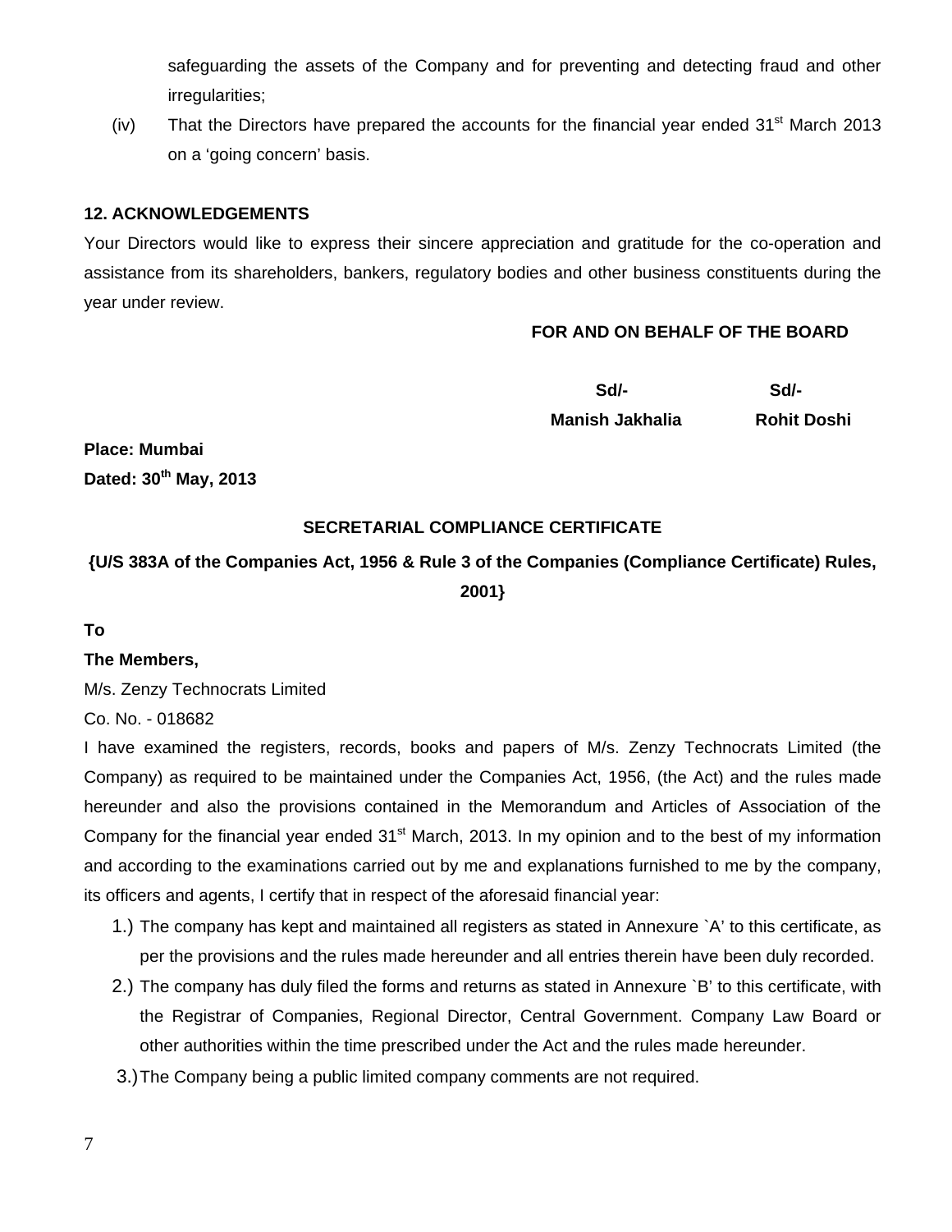safeguarding the assets of the Company and for preventing and detecting fraud and other irregularities;

(iv) That the Directors have prepared the accounts for the financial year ended 31st March 2013 on a 'going concern' basis.

**12. ACKNOWLEDGEMENTS**

Your Directors would like to express their sincere appreciation and gratitude for the co-operation and assistance from its shareholders, bankers, regulatory bodies and other business constituents during the year under review.

**FOR AND ON BEHALF OF THE BOARD**

| Sd/- | Sd/- |
|---|---|
| **Manish Jakhalia** | **Rohit Doshi** |

**Place: Mumbai**

**Dated: 30th May, 2013**

**SECRETARIAL COMPLIANCE CERTIFICATE**

**{U/S 383A of the Companies Act, 1956 & Rule 3 of the Companies (Compliance Certificate) Rules, 2001}**

**To**

**The Members,**

M/s. Zenzy Technocrats Limited

Co. No. - 018682

I have examined the registers, records, books and papers of M/s. Zenzy Technocrats Limited (the Company) as required to be maintained under the Companies Act, 1956, (the Act) and the rules made hereunder and also the provisions contained in the Memorandum and Articles of Association of the Company for the financial year ended 31st March, 2013. In my opinion and to the best of my information and according to the examinations carried out by me and explanations furnished to me by the company, its officers and agents, I certify that in respect of the aforesaid financial year:

1.) The company has kept and maintained all registers as stated in Annexure `A' to this certificate, as per the provisions and the rules made hereunder and all entries therein have been duly recorded.

2.) The company has duly filed the forms and returns as stated in Annexure `B' to this certificate, with the Registrar of Companies, Regional Director, Central Government. Company Law Board or other authorities within the time prescribed under the Act and the rules made hereunder.

3.) The Company being a public limited company comments are not required.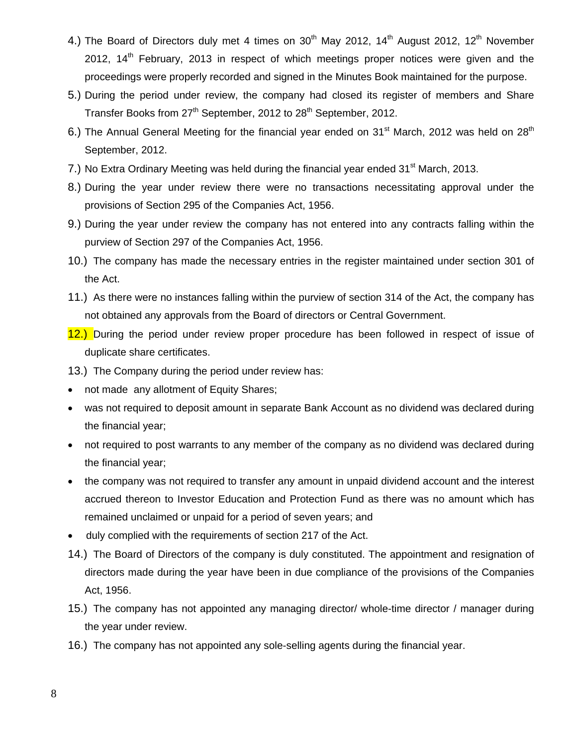4.) The Board of Directors duly met 4 times on 30th May 2012, 14th August 2012, 12th November 2012, 14th February, 2013 in respect of which meetings proper notices were given and the proceedings were properly recorded and signed in the Minutes Book maintained for the purpose.

5.) During the period under review, the company had closed its register of members and Share Transfer Books from 27th September, 2012 to 28th September, 2012.

6.) The Annual General Meeting for the financial year ended on 31st March, 2012 was held on 28th September, 2012.

7.) No Extra Ordinary Meeting was held during the financial year ended 31st March, 2013.

8.) During the year under review there were no transactions necessitating approval under the provisions of Section 295 of the Companies Act, 1956.

9.) During the year under review the company has not entered into any contracts falling within the purview of Section 297 of the Companies Act, 1956.

10.) The company has made the necessary entries in the register maintained under section 301 of the Act.

11.) As there were no instances falling within the purview of section 314 of the Act, the company has not obtained any approvals from the Board of directors or Central Government.

12.) During the period under review proper procedure has been followed in respect of issue of duplicate share certificates.

13.) The Company during the period under review has:

- not made any allotment of Equity Shares;
- was not required to deposit amount in separate Bank Account as no dividend was declared during the financial year;
- not required to post warrants to any member of the company as no dividend was declared during the financial year;
- the company was not required to transfer any amount in unpaid dividend account and the interest accrued thereon to Investor Education and Protection Fund as there was no amount which has remained unclaimed or unpaid for a period of seven years; and
- duly complied with the requirements of section 217 of the Act.

14.) The Board of Directors of the company is duly constituted. The appointment and resignation of directors made during the year have been in due compliance of the provisions of the Companies Act, 1956.

15.) The company has not appointed any managing director/ whole-time director / manager during the year under review.

16.) The company has not appointed any sole-selling agents during the financial year.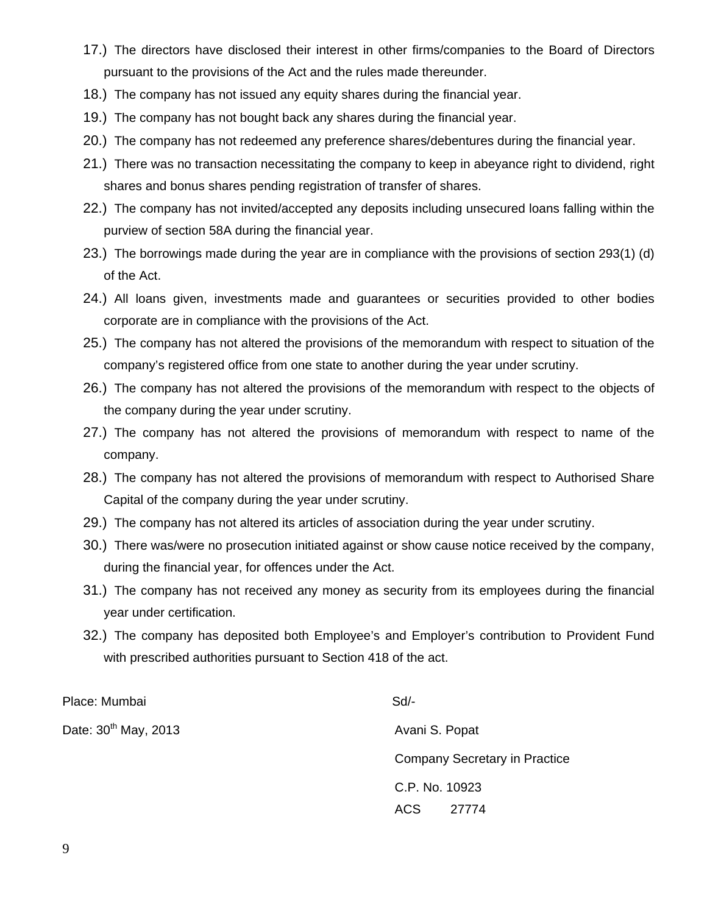17.) The directors have disclosed their interest in other firms/companies to the Board of Directors pursuant to the provisions of the Act and the rules made thereunder.

18.) The company has not issued any equity shares during the financial year.

19.) The company has not bought back any shares during the financial year.

20.) The company has not redeemed any preference shares/debentures during the financial year.

21.) There was no transaction necessitating the company to keep in abeyance right to dividend, right shares and bonus shares pending registration of transfer of shares.

22.) The company has not invited/accepted any deposits including unsecured loans falling within the purview of section 58A during the financial year.

23.) The borrowings made during the year are in compliance with the provisions of section 293(1) (d) of the Act.

24.) All loans given, investments made and guarantees or securities provided to other bodies corporate are in compliance with the provisions of the Act.

25.) The company has not altered the provisions of the memorandum with respect to situation of the company's registered office from one state to another during the year under scrutiny.

26.) The company has not altered the provisions of the memorandum with respect to the objects of the company during the year under scrutiny.

27.) The company has not altered the provisions of memorandum with respect to name of the company.

28.) The company has not altered the provisions of memorandum with respect to Authorised Share Capital of the company during the year under scrutiny.

29.) The company has not altered its articles of association during the year under scrutiny.

30.) There was/were no prosecution initiated against or show cause notice received by the company, during the financial year, for offences under the Act.

31.) The company has not received any money as security from its employees during the financial year under certification.

32.) The company has deposited both Employee's and Employer's contribution to Provident Fund with prescribed authorities pursuant to Section 418 of the act.

Place: Mumbai

Date: 30th May, 2013

Sd/-

Avani S. Popat

Company Secretary in Practice

C.P. No. 10923

ACS 27774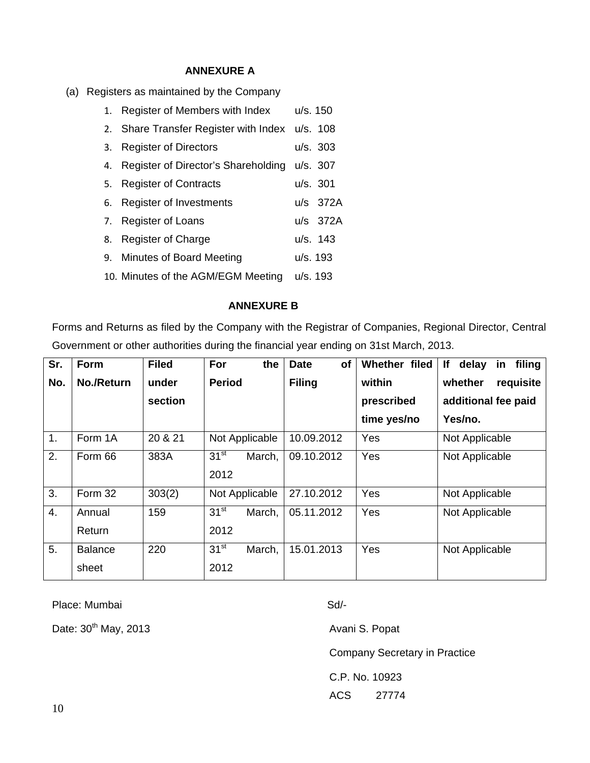## ANNEXURE A

(a) Registers as maintained by the Company

1. Register of Members with Index u/s. 150
2. Share Transfer Register with Index u/s. 108
3. Register of Directors u/s. 303
4. Register of Director's Shareholding u/s. 307
5. Register of Contracts u/s. 301
6. Register of Investments u/s 372A
7. Register of Loans u/s 372A
8. Register of Charge u/s. 143
9. Minutes of Board Meeting u/s. 193
10. Minutes of the AGM/EGM Meeting u/s. 193

## ANNEXURE B

Forms and Returns as filed by the Company with the Registrar of Companies, Regional Director, Central Government or other authorities during the financial year ending on 31st March, 2013.

| Sr. No. | Form No./Return | Filed under section | For the Period | Date of Filing | Whether filed within prescribed time yes/no | If delay in filing whether requisite additional fee paid Yes/no. |
|---|---|---|---|---|---|---|
| 1. | Form 1A | 20 & 21 | Not Applicable | 10.09.2012 | Yes | Not Applicable |
| 2. | Form 66 | 383A | 31st March, 2012 | 09.10.2012 | Yes | Not Applicable |
| 3. | Form 32 | 303(2) | Not Applicable | 27.10.2012 | Yes | Not Applicable |
| 4. | Annual Return | 159 | 31st March, 2012 | 05.11.2012 | Yes | Not Applicable |
| 5. | Balance sheet | 220 | 31st March, 2012 | 15.01.2013 | Yes | Not Applicable |

Place: Mumbai

Date: 30th May, 2013

Sd/-

Avani S. Popat

Company Secretary in Practice

C.P. No. 10923

ACS 27774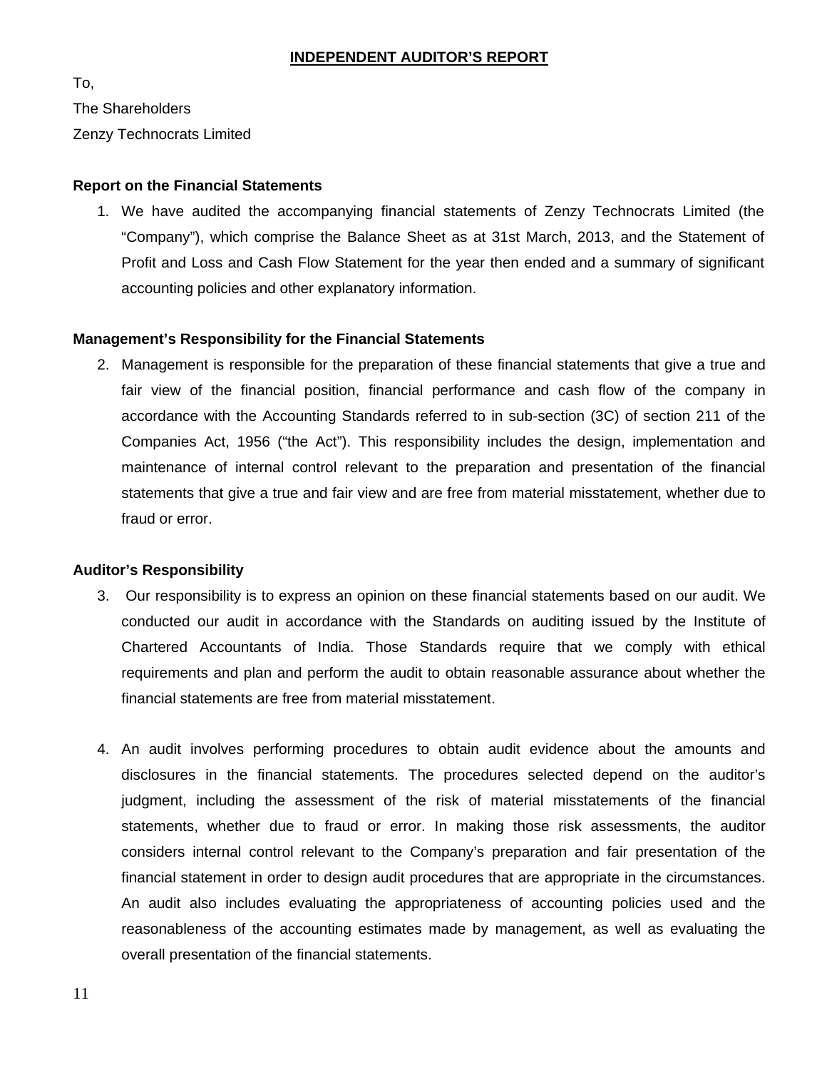# INDEPENDENT AUDITOR'S REPORT

To,

The Shareholders

Zenzy Technocrats Limited

**Report on the Financial Statements**

1. We have audited the accompanying financial statements of Zenzy Technocrats Limited (the "Company"), which comprise the Balance Sheet as at 31st March, 2013, and the Statement of Profit and Loss and Cash Flow Statement for the year then ended and a summary of significant accounting policies and other explanatory information.

**Management's Responsibility for the Financial Statements**

2. Management is responsible for the preparation of these financial statements that give a true and fair view of the financial position, financial performance and cash flow of the company in accordance with the Accounting Standards referred to in sub-section (3C) of section 211 of the Companies Act, 1956 ("the Act"). This responsibility includes the design, implementation and maintenance of internal control relevant to the preparation and presentation of the financial statements that give a true and fair view and are free from material misstatement, whether due to fraud or error.

**Auditor's Responsibility**

3. Our responsibility is to express an opinion on these financial statements based on our audit. We conducted our audit in accordance with the Standards on auditing issued by the Institute of Chartered Accountants of India. Those Standards require that we comply with ethical requirements and plan and perform the audit to obtain reasonable assurance about whether the financial statements are free from material misstatement.

4. An audit involves performing procedures to obtain audit evidence about the amounts and disclosures in the financial statements. The procedures selected depend on the auditor's judgment, including the assessment of the risk of material misstatements of the financial statements, whether due to fraud or error. In making those risk assessments, the auditor considers internal control relevant to the Company's preparation and fair presentation of the financial statement in order to design audit procedures that are appropriate in the circumstances. An audit also includes evaluating the appropriateness of accounting policies used and the reasonableness of the accounting estimates made by management, as well as evaluating the overall presentation of the financial statements.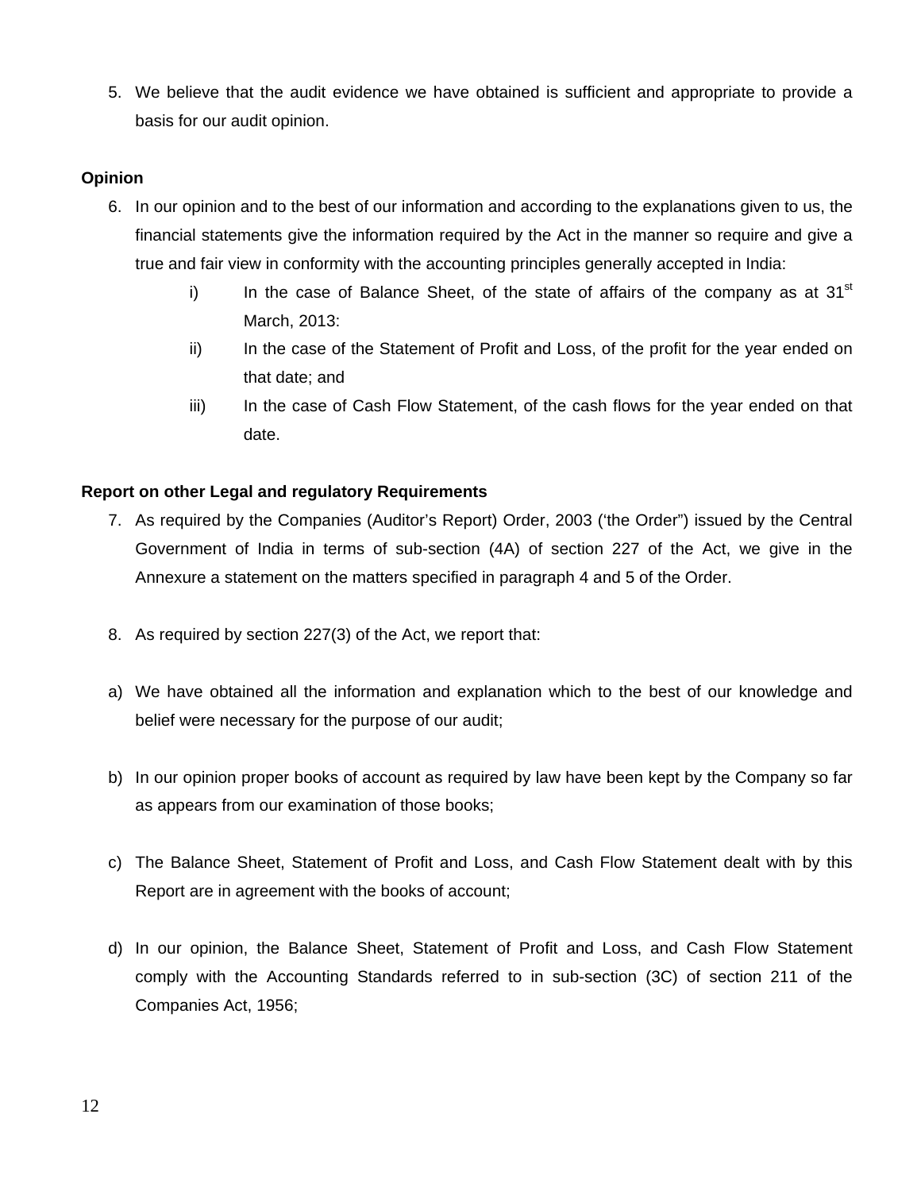5. We believe that the audit evidence we have obtained is sufficient and appropriate to provide a basis for our audit opinion.

**Opinion**

6. In our opinion and to the best of our information and according to the explanations given to us, the financial statements give the information required by the Act in the manner so require and give a true and fair view in conformity with the accounting principles generally accepted in India:
   i) In the case of Balance Sheet, of the state of affairs of the company as at 31st March, 2013:
   ii) In the case of the Statement of Profit and Loss, of the profit for the year ended on that date; and
   iii) In the case of Cash Flow Statement, of the cash flows for the year ended on that date.

**Report on other Legal and regulatory Requirements**

7. As required by the Companies (Auditor's Report) Order, 2003 ('the Order") issued by the Central Government of India in terms of sub-section (4A) of section 227 of the Act, we give in the Annexure a statement on the matters specified in paragraph 4 and 5 of the Order.

8. As required by section 227(3) of the Act, we report that:

a) We have obtained all the information and explanation which to the best of our knowledge and belief were necessary for the purpose of our audit;

b) In our opinion proper books of account as required by law have been kept by the Company so far as appears from our examination of those books;

c) The Balance Sheet, Statement of Profit and Loss, and Cash Flow Statement dealt with by this Report are in agreement with the books of account;

d) In our opinion, the Balance Sheet, Statement of Profit and Loss, and Cash Flow Statement comply with the Accounting Standards referred to in sub-section (3C) of section 211 of the Companies Act, 1956;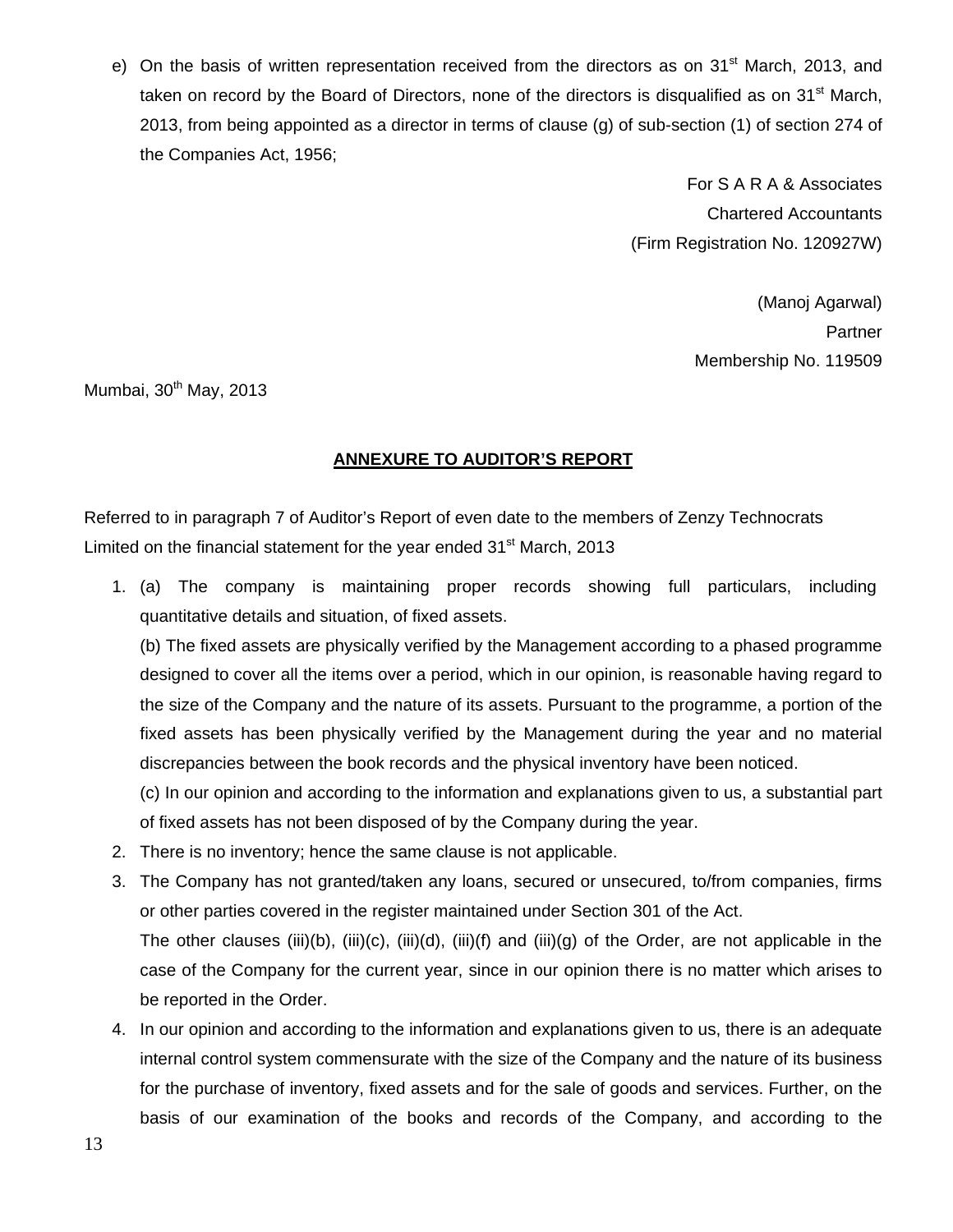e) On the basis of written representation received from the directors as on 31st March, 2013, and taken on record by the Board of Directors, none of the directors is disqualified as on 31st March, 2013, from being appointed as a director in terms of clause (g) of sub-section (1) of section 274 of the Companies Act, 1956;

For S A R A & Associates
Chartered Accountants
(Firm Registration No. 120927W)

(Manoj Agarwal)
Partner
Membership No. 119509

Mumbai, 30th May, 2013

## ANNEXURE TO AUDITOR'S REPORT

Referred to in paragraph 7 of Auditor's Report of even date to the members of Zenzy Technocrats Limited on the financial statement for the year ended 31st March, 2013

1. (a) The company is maintaining proper records showing full particulars, including quantitative details and situation, of fixed assets.

   (b) The fixed assets are physically verified by the Management according to a phased programme designed to cover all the items over a period, which in our opinion, is reasonable having regard to the size of the Company and the nature of its assets. Pursuant to the programme, a portion of the fixed assets has been physically verified by the Management during the year and no material discrepancies between the book records and the physical inventory have been noticed.

   (c) In our opinion and according to the information and explanations given to us, a substantial part of fixed assets has not been disposed of by the Company during the year.

2. There is no inventory; hence the same clause is not applicable.
3. The Company has not granted/taken any loans, secured or unsecured, to/from companies, firms or other parties covered in the register maintained under Section 301 of the Act.

   The other clauses (iii)(b), (iii)(c), (iii)(d), (iii)(f) and (iii)(g) of the Order, are not applicable in the case of the Company for the current year, since in our opinion there is no matter which arises to be reported in the Order.
4. In our opinion and according to the information and explanations given to us, there is an adequate internal control system commensurate with the size of the Company and the nature of its business for the purchase of inventory, fixed assets and for the sale of goods and services. Further, on the basis of our examination of the books and records of the Company, and according to the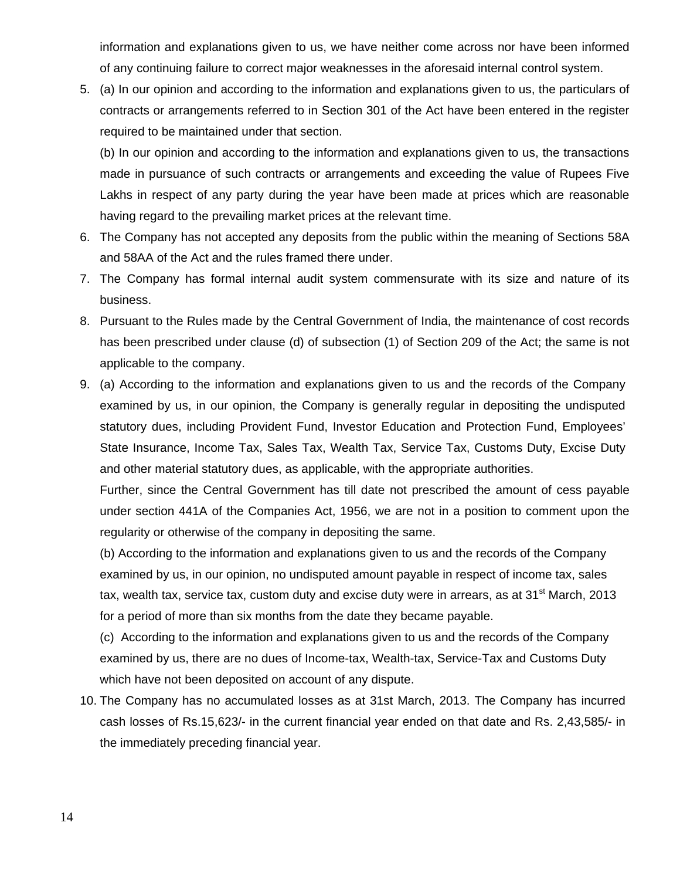information and explanations given to us, we have neither come across nor have been informed of any continuing failure to correct major weaknesses in the aforesaid internal control system.

5. (a) In our opinion and according to the information and explanations given to us, the particulars of contracts or arrangements referred to in Section 301 of the Act have been entered in the register required to be maintained under that section.

   (b) In our opinion and according to the information and explanations given to us, the transactions made in pursuance of such contracts or arrangements and exceeding the value of Rupees Five Lakhs in respect of any party during the year have been made at prices which are reasonable having regard to the prevailing market prices at the relevant time.

6. The Company has not accepted any deposits from the public within the meaning of Sections 58A and 58AA of the Act and the rules framed there under.

7. The Company has formal internal audit system commensurate with its size and nature of its business.

8. Pursuant to the Rules made by the Central Government of India, the maintenance of cost records has been prescribed under clause (d) of subsection (1) of Section 209 of the Act; the same is not applicable to the company.

9. (a) According to the information and explanations given to us and the records of the Company examined by us, in our opinion, the Company is generally regular in depositing the undisputed statutory dues, including Provident Fund, Investor Education and Protection Fund, Employees' State Insurance, Income Tax, Sales Tax, Wealth Tax, Service Tax, Customs Duty, Excise Duty and other material statutory dues, as applicable, with the appropriate authorities.

   Further, since the Central Government has till date not prescribed the amount of cess payable under section 441A of the Companies Act, 1956, we are not in a position to comment upon the regularity or otherwise of the company in depositing the same.

   (b) According to the information and explanations given to us and the records of the Company examined by us, in our opinion, no undisputed amount payable in respect of income tax, sales tax, wealth tax, service tax, custom duty and excise duty were in arrears, as at 31st March, 2013 for a period of more than six months from the date they became payable.

   (c) According to the information and explanations given to us and the records of the Company examined by us, there are no dues of Income-tax, Wealth-tax, Service-Tax and Customs Duty which have not been deposited on account of any dispute.

10. The Company has no accumulated losses as at 31st March, 2013. The Company has incurred cash losses of Rs.15,623/- in the current financial year ended on that date and Rs. 2,43,585/- in the immediately preceding financial year.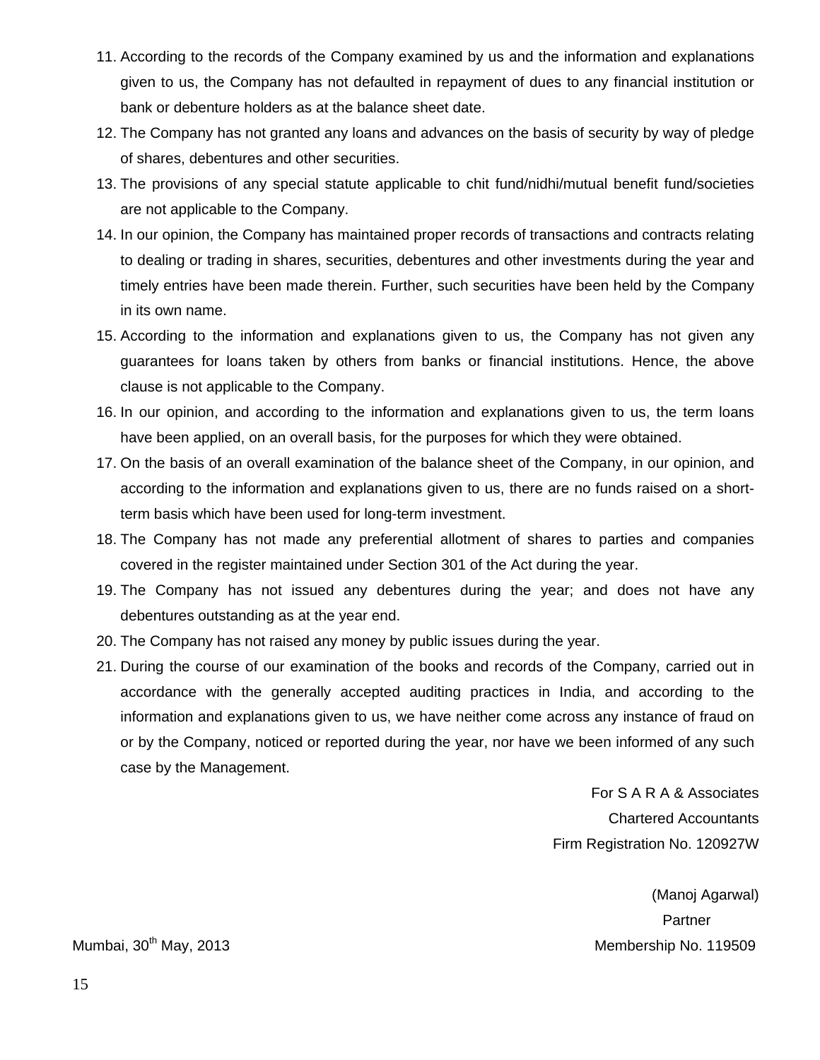11. According to the records of the Company examined by us and the information and explanations given to us, the Company has not defaulted in repayment of dues to any financial institution or bank or debenture holders as at the balance sheet date.
12. The Company has not granted any loans and advances on the basis of security by way of pledge of shares, debentures and other securities.
13. The provisions of any special statute applicable to chit fund/nidhi/mutual benefit fund/societies are not applicable to the Company.
14. In our opinion, the Company has maintained proper records of transactions and contracts relating to dealing or trading in shares, securities, debentures and other investments during the year and timely entries have been made therein. Further, such securities have been held by the Company in its own name.
15. According to the information and explanations given to us, the Company has not given any guarantees for loans taken by others from banks or financial institutions. Hence, the above clause is not applicable to the Company.
16. In our opinion, and according to the information and explanations given to us, the term loans have been applied, on an overall basis, for the purposes for which they were obtained.
17. On the basis of an overall examination of the balance sheet of the Company, in our opinion, and according to the information and explanations given to us, there are no funds raised on a short-term basis which have been used for long-term investment.
18. The Company has not made any preferential allotment of shares to parties and companies covered in the register maintained under Section 301 of the Act during the year.
19. The Company has not issued any debentures during the year; and does not have any debentures outstanding as at the year end.
20. The Company has not raised any money by public issues during the year.
21. During the course of our examination of the books and records of the Company, carried out in accordance with the generally accepted auditing practices in India, and according to the information and explanations given to us, we have neither come across any instance of fraud on or by the Company, noticed or reported during the year, nor have we been informed of any such case by the Management.

For S A R A & Associates
Chartered Accountants
Firm Registration No. 120927W

(Manoj Agarwal)
Partner
Membership No. 119509

Mumbai, 30th May, 2013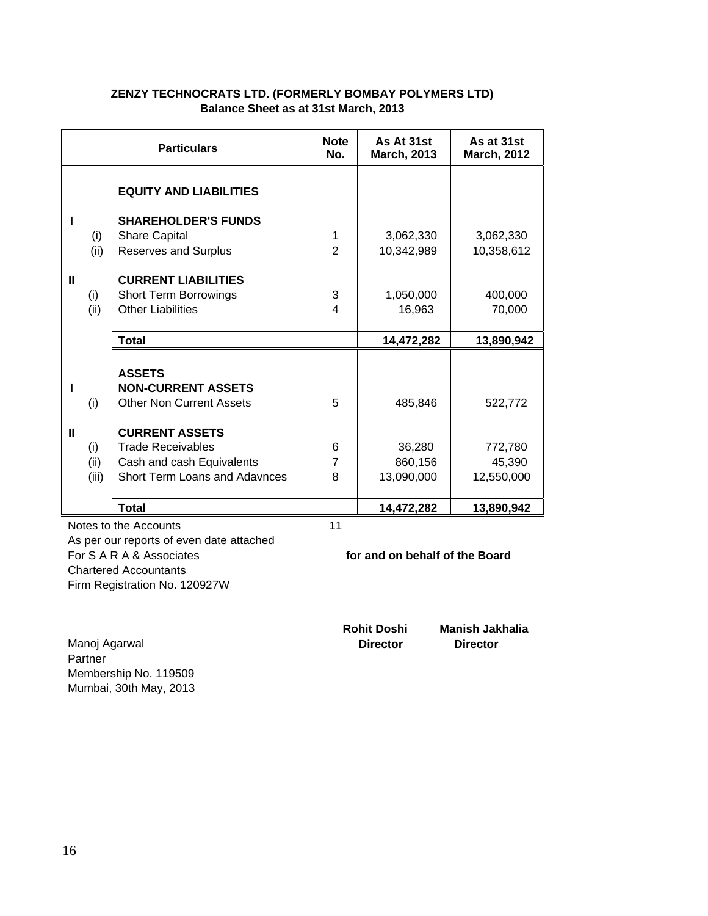**ZENZY TECHNOCRATS LTD. (FORMERLY BOMBAY POLYMERS LTD)**
**Balance Sheet as at 31st March, 2013**

| | | Particulars | Note No. | As At 31st March, 2013 | As at 31st March, 2012 |
|---|---|---|---|---|---|
| | | **EQUITY AND LIABILITIES** | | | |
| I | | **SHAREHOLDER'S FUNDS** | | | |
| | (i) | Share Capital | 1 | 3,062,330 | 3,062,330 |
| | (ii) | Reserves and Surplus | 2 | 10,342,989 | 10,358,612 |
| II | | **CURRENT LIABILITIES** | | | |
| | (i) | Short Term Borrowings | 3 | 1,050,000 | 400,000 |
| | (ii) | Other Liabilities | 4 | 16,963 | 70,000 |
| | | **Total** | | **14,472,282** | **13,890,942** |
| | | **ASSETS** | | | |
| I | | **NON-CURRENT ASSETS** | | | |
| | (i) | Other Non Current Assets | 5 | 485,846 | 522,772 |
| II | | **CURRENT ASSETS** | | | |
| | (i) | Trade Receivables | 6 | 36,280 | 772,780 |
| | (ii) | Cash and cash Equivalents | 7 | 860,156 | 45,390 |
| | (iii) | Short Term Loans and Adavnces | 8 | 13,090,000 | 12,550,000 |
| | | **Total** | | **14,472,282** | **13,890,942** |

Notes to the Accounts 11

As per our reports of even date attached
For S A R A & Associates
Chartered Accountants
Firm Registration No. 120927W

**for and on behalf of the Board**

Manoj Agarwal
Partner
Membership No. 119509
Mumbai, 30th May, 2013

**Rohit Doshi**
**Director**

**Manish Jakhalia**
**Director**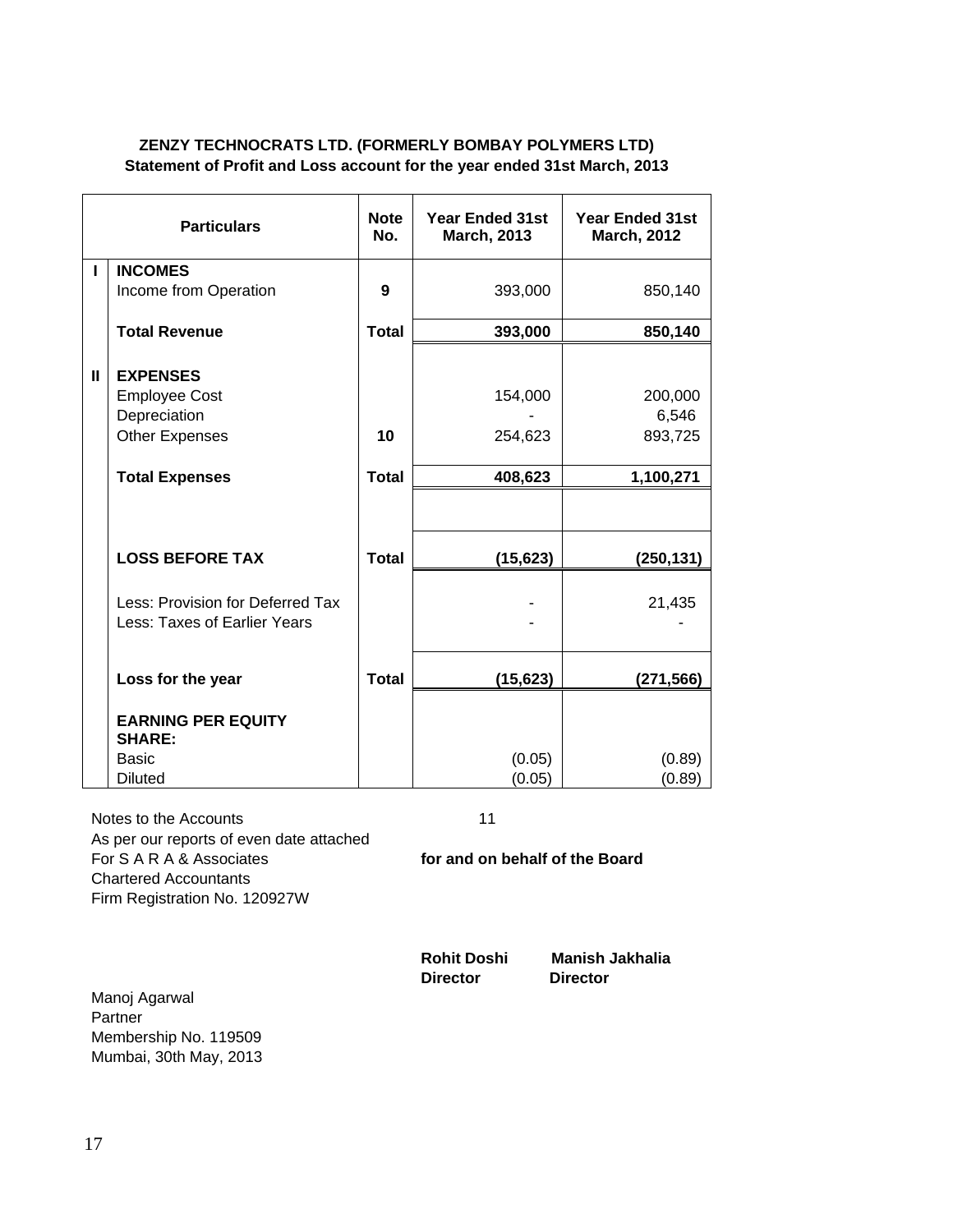**ZENZY TECHNOCRATS LTD. (FORMERLY BOMBAY POLYMERS LTD)**
**Statement of Profit and Loss account for the year ended 31st March, 2013**

| | Particulars | Note No. | Year Ended 31st March, 2013 | Year Ended 31st March, 2012 |
|---|---|---|---|---|
| I | **INCOMES** | | | |
| | Income from Operation | 9 | 393,000 | 850,140 |
| | **Total Revenue** | **Total** | **393,000** | **850,140** |
| II | **EXPENSES** | | | |
| | Employee Cost | | 154,000 | 200,000 |
| | Depreciation | | - | 6,546 |
| | Other Expenses | 10 | 254,623 | 893,725 |
| | **Total Expenses** | **Total** | **408,623** | **1,100,271** |
| | **LOSS BEFORE TAX** | **Total** | **(15,623)** | **(250,131)** |
| | Less: Provision for Deferred Tax | | - | 21,435 |
| | Less: Taxes of Earlier Years | | - | - |
| | **Loss for the year** | **Total** | **(15,623)** | **(271,566)** |
| | **EARNING PER EQUITY SHARE:** | | | |
| | Basic | | (0.05) | (0.89) |
| | Diluted | | (0.05) | (0.89) |

Notes to the Accounts 11

As per our reports of even date attached
For S A R A & Associates
Chartered Accountants
Firm Registration No. 120927W

**for and on behalf of the Board**

**Rohit Doshi**
**Director**

**Manish Jakhalia**
**Director**

Manoj Agarwal
Partner
Membership No. 119509
Mumbai, 30th May, 2013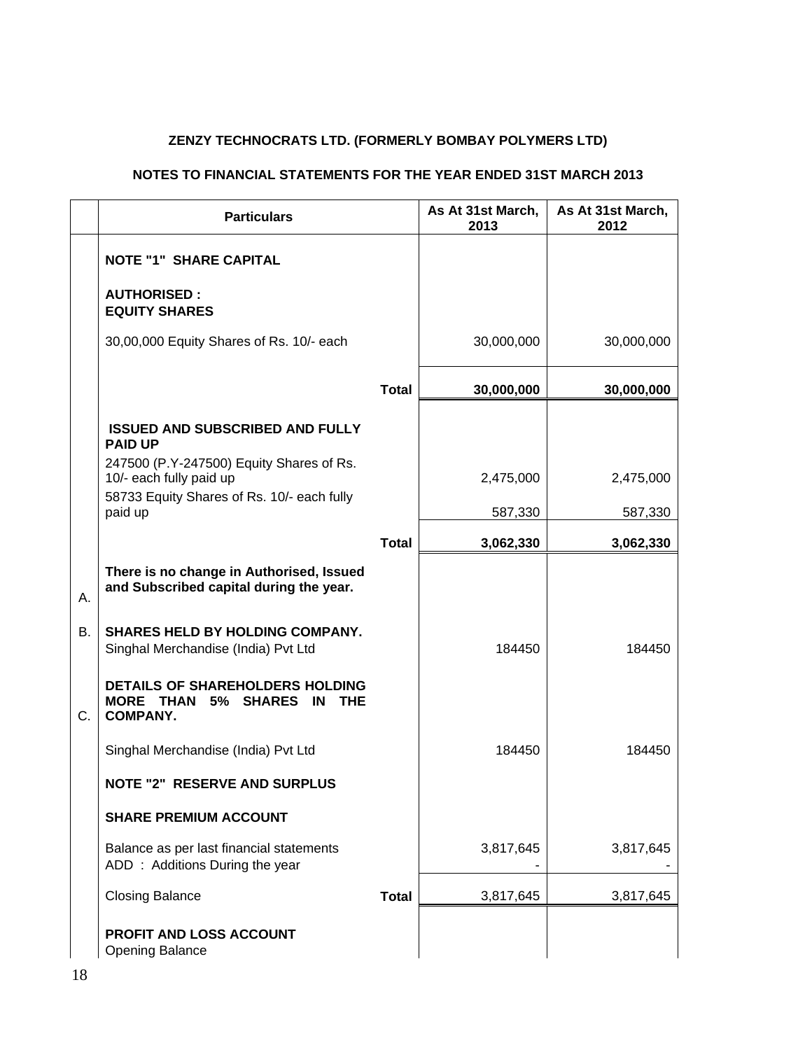**ZENZY TECHNOCRATS LTD. (FORMERLY BOMBAY POLYMERS LTD)**

**NOTES TO FINANCIAL STATEMENTS FOR THE YEAR ENDED 31ST MARCH 2013**

| | Particulars | | As At 31st March, 2013 | As At 31st March, 2012 |
|---|---|---|---|---|
| | **NOTE "1" SHARE CAPITAL** | | | |
| | **AUTHORISED :** **EQUITY SHARES** | | | |
| | 30,00,000 Equity Shares of Rs. 10/- each | | 30,000,000 | 30,000,000 |
| | | **Total** | **30,000,000** | **30,000,000** |
| | **ISSUED AND SUBSCRIBED AND FULLY PAID UP** | | | |
| | 247500 (P.Y-247500) Equity Shares of Rs. 10/- each fully paid up | | 2,475,000 | 2,475,000 |
| | 58733 Equity Shares of Rs. 10/- each fully paid up | | 587,330 | 587,330 |
| | | **Total** | **3,062,330** | **3,062,330** |
| A. | **There is no change in Authorised, Issued and Subscribed capital during the year.** | | | |
| B. | **SHARES HELD BY HOLDING COMPANY.** Singhal Merchandise (India) Pvt Ltd | | 184450 | 184450 |
| C. | **DETAILS OF SHAREHOLDERS HOLDING MORE THAN 5% SHARES IN THE COMPANY.** | | | |
| | Singhal Merchandise (India) Pvt Ltd | | 184450 | 184450 |
| | **NOTE "2" RESERVE AND SURPLUS** | | | |
| | **SHARE PREMIUM ACCOUNT** | | | |
| | Balance as per last financial statements | | 3,817,645 | 3,817,645 |
| | ADD : Additions During the year | | - | - |
| | Closing Balance | **Total** | 3,817,645 | 3,817,645 |
| | **PROFIT AND LOSS ACCOUNT** | | | |
| | Opening Balance | | | |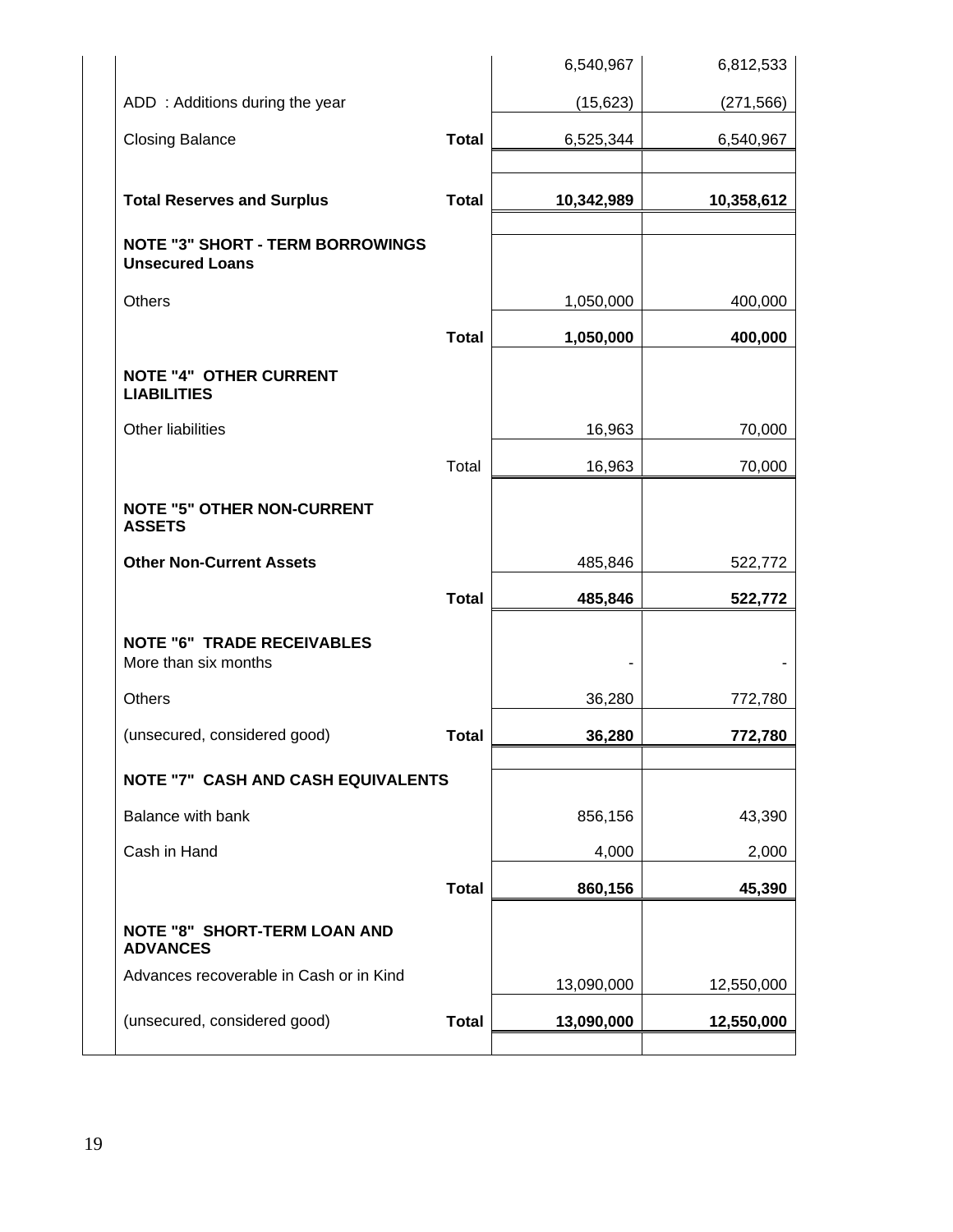| | | | |
|---|---|---|---|
| | | 6,540,967 | 6,812,533 |
| ADD : Additions during the year | | (15,623) | (271,566) |
| Closing Balance | **Total** | 6,525,344 | 6,540,967 |
| | | | |
| **Total Reserves and Surplus** | **Total** | **10,342,989** | **10,358,612** |
| | | | |
| **NOTE "3" SHORT - TERM BORROWINGS** **Unsecured Loans** | | | |
| Others | | 1,050,000 | 400,000 |
| | **Total** | **1,050,000** | **400,000** |
| **NOTE "4" OTHER CURRENT LIABILITIES** | | | |
| Other liabilities | | 16,963 | 70,000 |
| | Total | 16,963 | 70,000 |
| **NOTE "5" OTHER NON-CURRENT ASSETS** | | | |
| **Other Non-Current Assets** | | 485,846 | 522,772 |
| | **Total** | **485,846** | **522,772** |
| **NOTE "6" TRADE RECEIVABLES** More than six months | | - | - |
| Others | | 36,280 | 772,780 |
| (unsecured, considered good) | **Total** | **36,280** | **772,780** |
| | | | |
| **NOTE "7" CASH AND CASH EQUIVALENTS** | | | |
| Balance with bank | | 856,156 | 43,390 |
| Cash in Hand | | 4,000 | 2,000 |
| | **Total** | **860,156** | **45,390** |
| **NOTE "8" SHORT-TERM LOAN AND ADVANCES** | | | |
| Advances recoverable in Cash or in Kind | | 13,090,000 | 12,550,000 |
| (unsecured, considered good) | **Total** | **13,090,000** | **12,550,000** |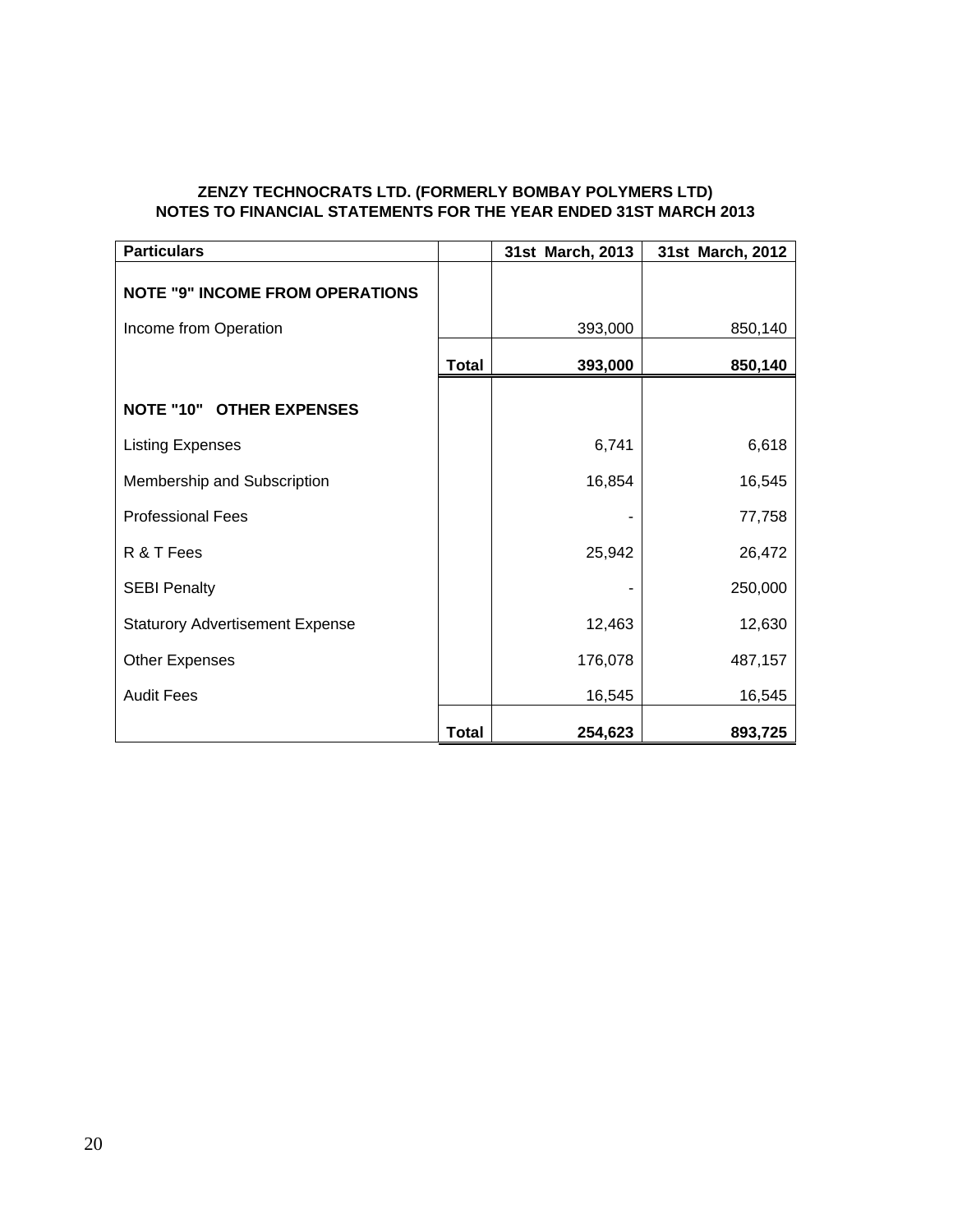**ZENZY TECHNOCRATS LTD. (FORMERLY BOMBAY POLYMERS LTD)**
**NOTES TO FINANCIAL STATEMENTS FOR THE YEAR ENDED 31ST MARCH 2013**

| Particulars | | 31st March, 2013 | 31st March, 2012 |
|---|---|---|---|
| **NOTE "9" INCOME FROM OPERATIONS** | | | |
| Income from Operation | | 393,000 | 850,140 |
| | **Total** | **393,000** | **850,140** |
| **NOTE "10" OTHER EXPENSES** | | | |
| Listing Expenses | | 6,741 | 6,618 |
| Membership and Subscription | | 16,854 | 16,545 |
| Professional Fees | | - | 77,758 |
| R & T Fees | | 25,942 | 26,472 |
| SEBI Penalty | | - | 250,000 |
| Staturory Advertisement Expense | | 12,463 | 12,630 |
| Other Expenses | | 176,078 | 487,157 |
| Audit Fees | | 16,545 | 16,545 |
| | **Total** | **254,623** | **893,725** |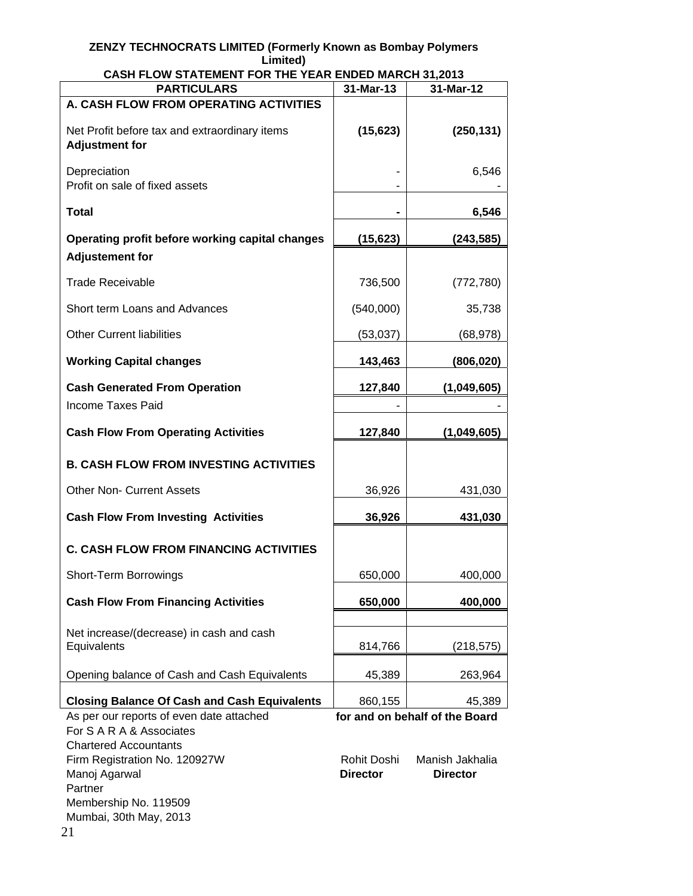**ZENZY TECHNOCRATS LIMITED (Formerly Known as Bombay Polymers Limited)**

**CASH FLOW STATEMENT FOR THE YEAR ENDED MARCH 31,2013**

| PARTICULARS | 31-Mar-13 | 31-Mar-12 |
|---|---|---|
| **A. CASH FLOW FROM OPERATING ACTIVITIES** | | |
| Net Profit before tax and extraordinary items | **(15,623)** | **(250,131)** |
| **Adjustment for** | | |
| Depreciation | - | 6,546 |
| Profit on sale of fixed assets | - | - |
| **Total** | **-** | **6,546** |
| **Operating profit before working capital changes** | **(15,623)** | **(243,585)** |
| **Adjustement for** | | |
| Trade Receivable | 736,500 | (772,780) |
| Short term Loans and Advances | (540,000) | 35,738 |
| Other Current liabilities | (53,037) | (68,978) |
| **Working Capital changes** | **143,463** | **(806,020)** |
| **Cash Generated From Operation** | **127,840** | **(1,049,605)** |
| Income Taxes Paid | - | - |
| **Cash Flow From Operating Activities** | **127,840** | **(1,049,605)** |
| **B. CASH FLOW FROM INVESTING ACTIVITIES** | | |
| Other Non- Current Assets | 36,926 | 431,030 |
| **Cash Flow From Investing Activities** | **36,926** | **431,030** |
| **C. CASH FLOW FROM FINANCING ACTIVITIES** | | |
| Short-Term Borrowings | 650,000 | 400,000 |
| **Cash Flow From Financing Activities** | **650,000** | **400,000** |
| Net increase/(decrease) in cash and cash Equivalents | 814,766 | (218,575) |
| Opening balance of Cash and Cash Equivalents | 45,389 | 263,964 |
| **Closing Balance Of Cash and Cash Equivalents** | 860,155 | 45,389 |

As per our reports of even date attached
For S A R A & Associates
Chartered Accountants
Firm Registration No. 120927W
Manoj Agarwal
Partner
Membership No. 119509
Mumbai, 30th May, 2013

**for and on behalf of the Board**

Rohit Doshi
**Director**

Manish Jakhalia
**Director**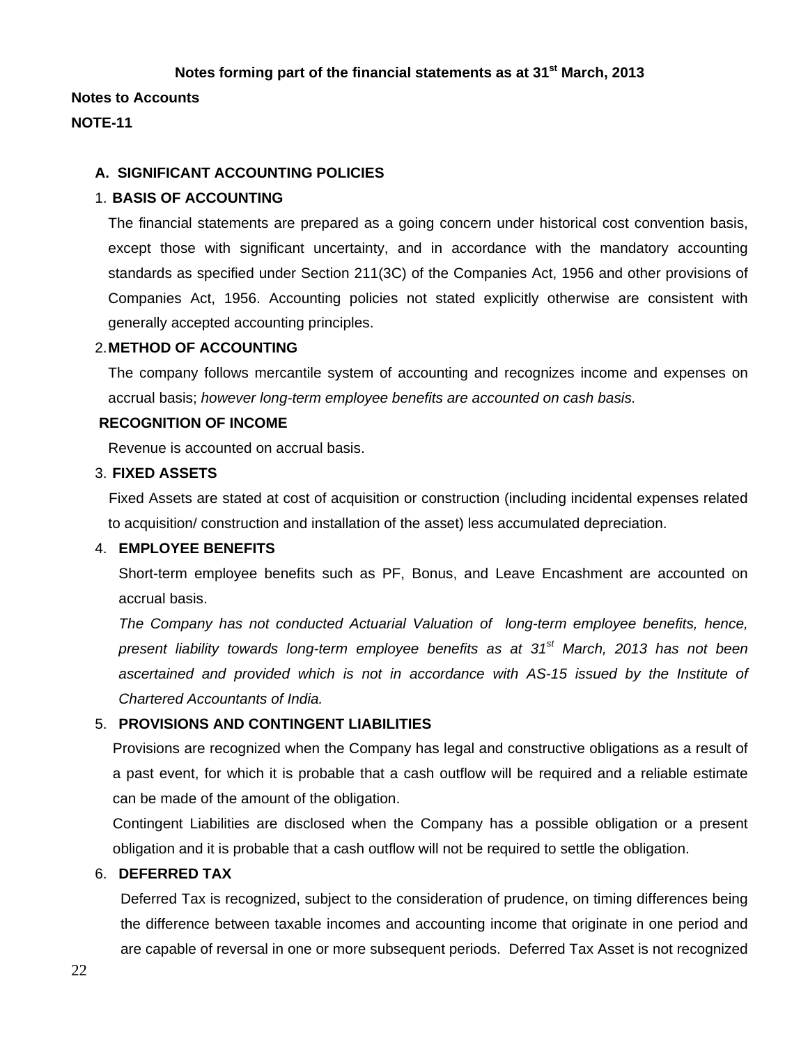**Notes forming part of the financial statements as at 31st March, 2013**

**Notes to Accounts**

**NOTE-11**

**A. SIGNIFICANT ACCOUNTING POLICIES**

1. **BASIS OF ACCOUNTING**

The financial statements are prepared as a going concern under historical cost convention basis, except those with significant uncertainty, and in accordance with the mandatory accounting standards as specified under Section 211(3C) of the Companies Act, 1956 and other provisions of Companies Act, 1956. Accounting policies not stated explicitly otherwise are consistent with generally accepted accounting principles.

2. **METHOD OF ACCOUNTING**

The company follows mercantile system of accounting and recognizes income and expenses on accrual basis; *however long-term employee benefits are accounted on cash basis.*

**RECOGNITION OF INCOME**

Revenue is accounted on accrual basis.

3. **FIXED ASSETS**

Fixed Assets are stated at cost of acquisition or construction (including incidental expenses related to acquisition/ construction and installation of the asset) less accumulated depreciation.

4. **EMPLOYEE BENEFITS**

Short-term employee benefits such as PF, Bonus, and Leave Encashment are accounted on accrual basis.

*The Company has not conducted Actuarial Valuation of long-term employee benefits, hence, present liability towards long-term employee benefits as at 31st March, 2013 has not been ascertained and provided which is not in accordance with AS-15 issued by the Institute of Chartered Accountants of India.*

5. **PROVISIONS AND CONTINGENT LIABILITIES**

Provisions are recognized when the Company has legal and constructive obligations as a result of a past event, for which it is probable that a cash outflow will be required and a reliable estimate can be made of the amount of the obligation.

Contingent Liabilities are disclosed when the Company has a possible obligation or a present obligation and it is probable that a cash outflow will not be required to settle the obligation.

6. **DEFERRED TAX**

Deferred Tax is recognized, subject to the consideration of prudence, on timing differences being the difference between taxable incomes and accounting income that originate in one period and are capable of reversal in one or more subsequent periods. Deferred Tax Asset is not recognized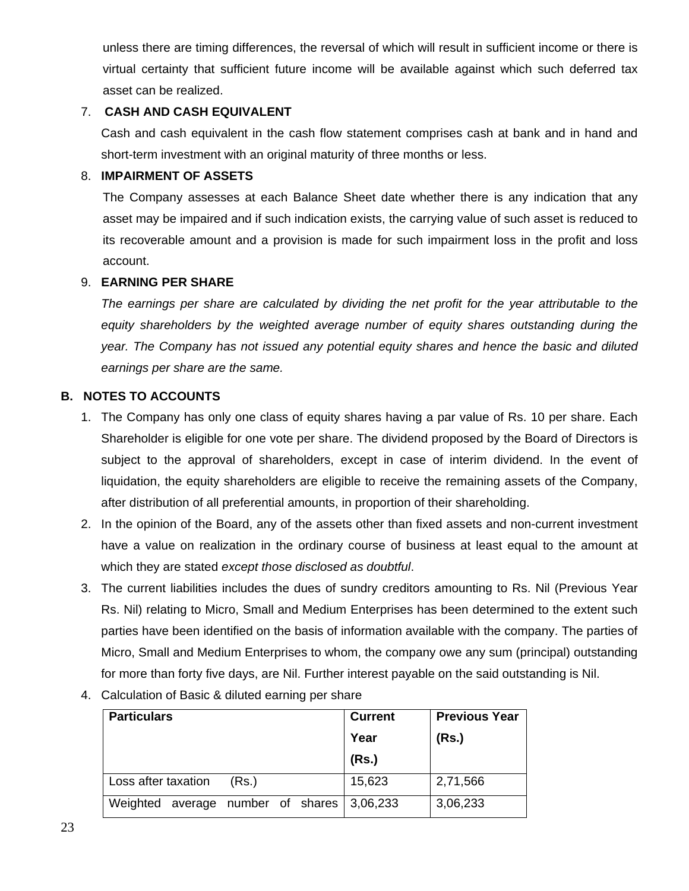unless there are timing differences, the reversal of which will result in sufficient income or there is virtual certainty that sufficient future income will be available against which such deferred tax asset can be realized.

7. **CASH AND CASH EQUIVALENT**

   Cash and cash equivalent in the cash flow statement comprises cash at bank and in hand and short-term investment with an original maturity of three months or less.

8. **IMPAIRMENT OF ASSETS**

   The Company assesses at each Balance Sheet date whether there is any indication that any asset may be impaired and if such indication exists, the carrying value of such asset is reduced to its recoverable amount and a provision is made for such impairment loss in the profit and loss account.

9. **EARNING PER SHARE**

   *The earnings per share are calculated by dividing the net profit for the year attributable to the equity shareholders by the weighted average number of equity shares outstanding during the year. The Company has not issued any potential equity shares and hence the basic and diluted earnings per share are the same.*

## B. NOTES TO ACCOUNTS

1. The Company has only one class of equity shares having a par value of Rs. 10 per share. Each Shareholder is eligible for one vote per share. The dividend proposed by the Board of Directors is subject to the approval of shareholders, except in case of interim dividend. In the event of liquidation, the equity shareholders are eligible to receive the remaining assets of the Company, after distribution of all preferential amounts, in proportion of their shareholding.
2. In the opinion of the Board, any of the assets other than fixed assets and non-current investment have a value on realization in the ordinary course of business at least equal to the amount at which they are stated *except those disclosed as doubtful*.
3. The current liabilities includes the dues of sundry creditors amounting to Rs. Nil (Previous Year Rs. Nil) relating to Micro, Small and Medium Enterprises has been determined to the extent such parties have been identified on the basis of information available with the company. The parties of Micro, Small and Medium Enterprises to whom, the company owe any sum (principal) outstanding for more than forty five days, are Nil. Further interest payable on the said outstanding is Nil.
4. Calculation of Basic & diluted earning per share

| **Particulars** | **Current Year (Rs.)** | **Previous Year (Rs.)** |
|---|---|---|
| Loss after taxation (Rs.) | 15,623 | 2,71,566 |
| Weighted average number of shares | 3,06,233 | 3,06,233 |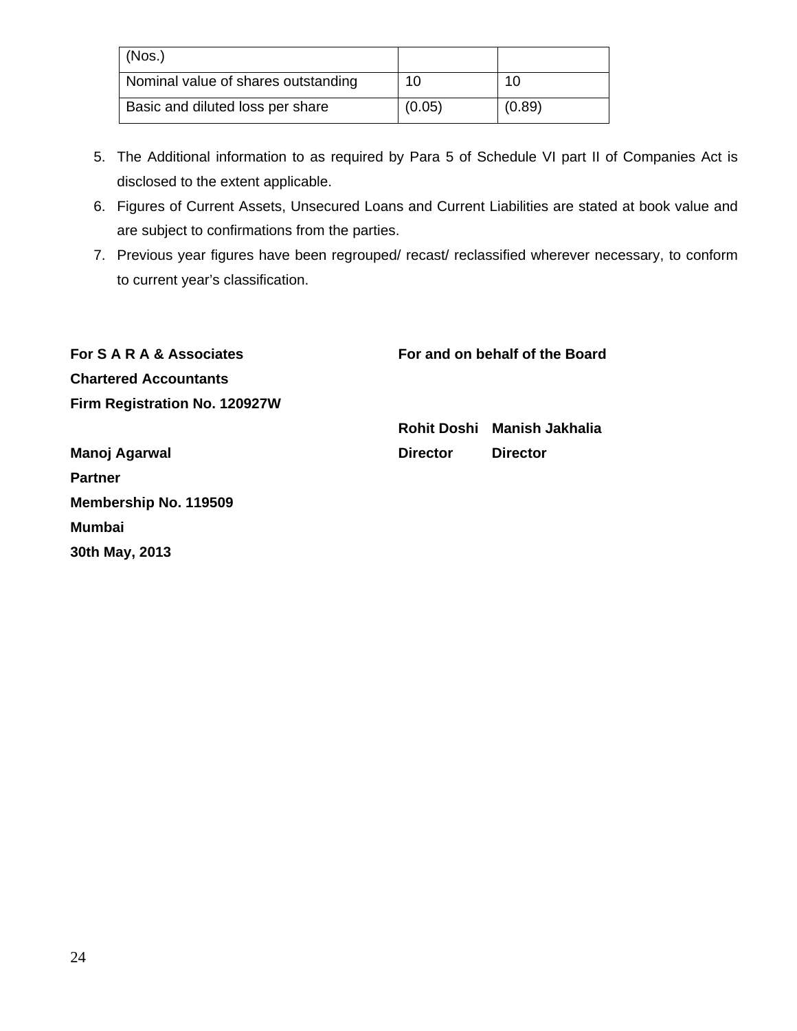| (Nos.) | | |
|---|---|---|
| Nominal value of shares outstanding | 10 | 10 |
| Basic and diluted loss per share | (0.05) | (0.89) |

5. The Additional information to as required by Para 5 of Schedule VI part II of Companies Act is disclosed to the extent applicable.
6. Figures of Current Assets, Unsecured Loans and Current Liabilities are stated at book value and are subject to confirmations from the parties.
7. Previous year figures have been regrouped/ recast/ reclassified wherever necessary, to conform to current year's classification.

**For S A R A & Associates**
**Chartered Accountants**
**Firm Registration No. 120927W**

**Manoj Agarwal**
**Partner**
**Membership No. 119509**
**Mumbai**
**30th May, 2013**

**For and on behalf of the Board**

**Rohit Doshi** — **Director**

**Manish Jakhalia** — **Director**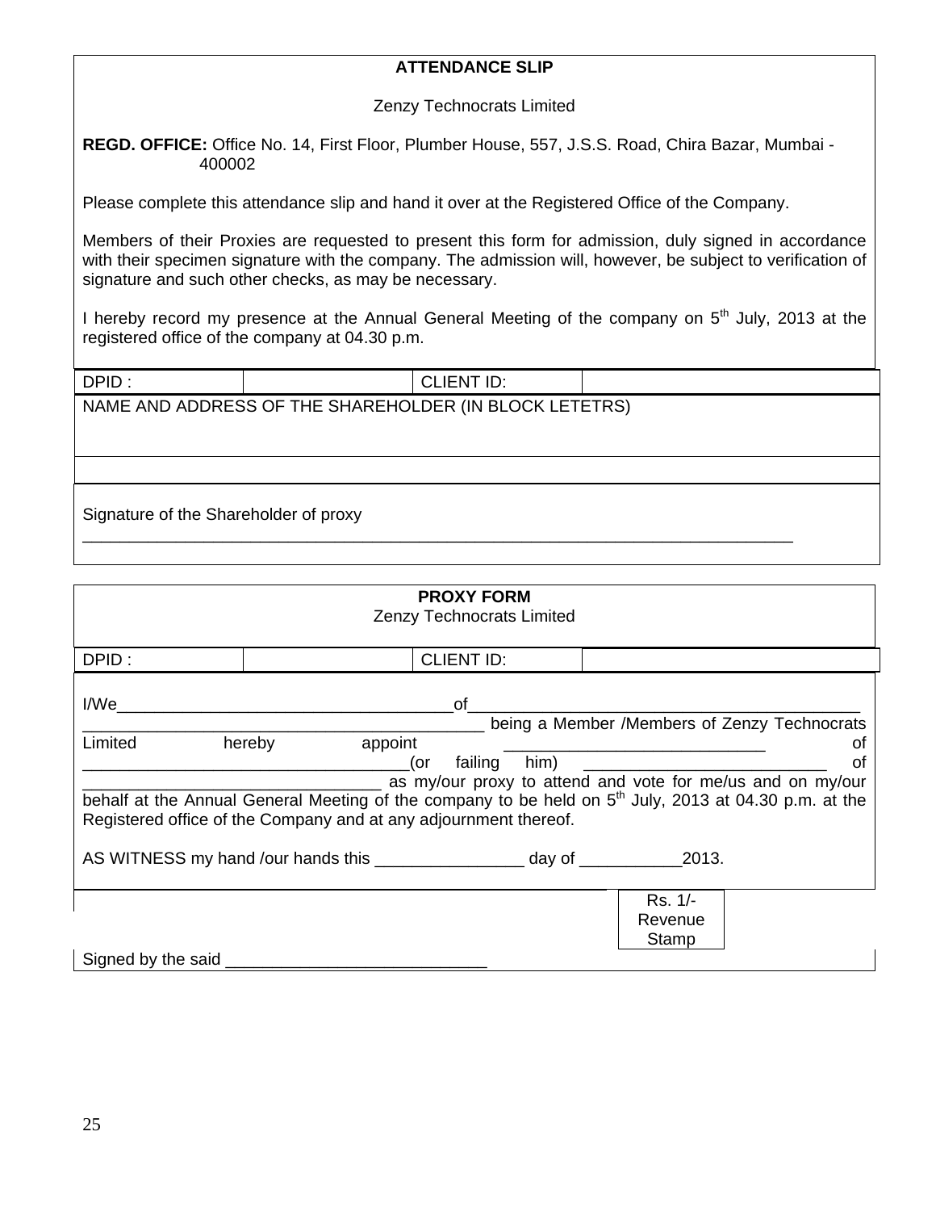**ATTENDANCE SLIP**

Zenzy Technocrats Limited

**REGD. OFFICE:** Office No. 14, First Floor, Plumber House, 557, J.S.S. Road, Chira Bazar, Mumbai - 400002

Please complete this attendance slip and hand it over at the Registered Office of the Company.

Members of their Proxies are requested to present this form for admission, duly signed in accordance with their specimen signature with the company. The admission will, however, be subject to verification of signature and such other checks, as may be necessary.

I hereby record my presence at the Annual General Meeting of the company on 5th July, 2013 at the registered office of the company at 04.30 p.m.

| DPID : | | CLIENT ID: | |
|---|---|---|---|
| NAME AND ADDRESS OF THE SHAREHOLDER (IN BLOCK LETETRS) | | | |
| | | | |
| Signature of the Shareholder of proxy ______________________________________________ | | | |

**PROXY FORM**

Zenzy Technocrats Limited

| DPID : | | CLIENT ID: | |
|---|---|---|---|

I/We______________________________________of__________________________________________ ________________________________________ being a Member /Members of Zenzy Technocrats Limited hereby appoint ____________________________ of _________________________________(or failing him) __________________________ of ________________________________ as my/our proxy to attend and vote for me/us and on my/our behalf at the Annual General Meeting of the company to be held on 5th July, 2013 at 04.30 p.m. at the Registered office of the Company and at any adjournment thereof.

AS WITNESS my hand /our hands this ________________ day of ___________2013.

Rs. 1/- Revenue Stamp

Signed by the said ____________________________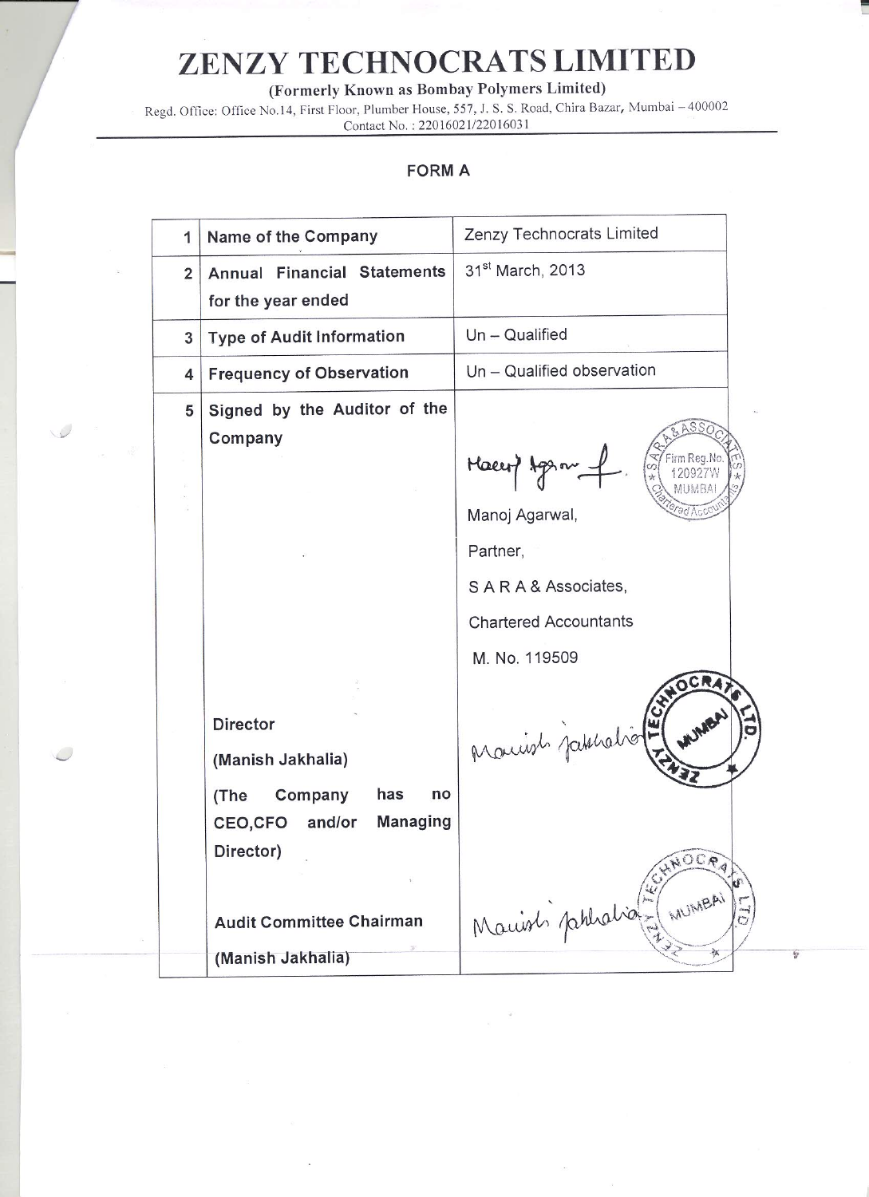# ZENZY TECHNOCRATS LIMITED

**(Formerly Known as Bombay Polymers Limited)**

Regd. Office: Office No.14, First Floor, Plumber House, 557, J. S. S. Road, Chira Bazar, Mumbai – 400002

Contact No. : 22016021/22016031

## FORM A

| | | |
|---|---|---|
| 1 | **Name of the Company** | Zenzy Technocrats Limited |
| 2 | **Annual Financial Statements for the year ended** | 31st March, 2013 |
| 3 | **Type of Audit Information** | Un – Qualified |
| 4 | **Frequency of Observation** | Un – Qualified observation |
| 5 | **Signed by the Auditor of the Company** | Manoj Agarwal,<br>Partner,<br>S A R A & Associates,<br>Chartered Accountants<br>M. No. 119509 |
| | **Director**<br>**(Manish Jakhalia)**<br>**(The Company has no CEO,CFO and/or Managing Director)** | Manish Jakhalia |
| | **Audit Committee Chairman**<br>**(Manish Jakhalia)** | Manish Jakhalia |